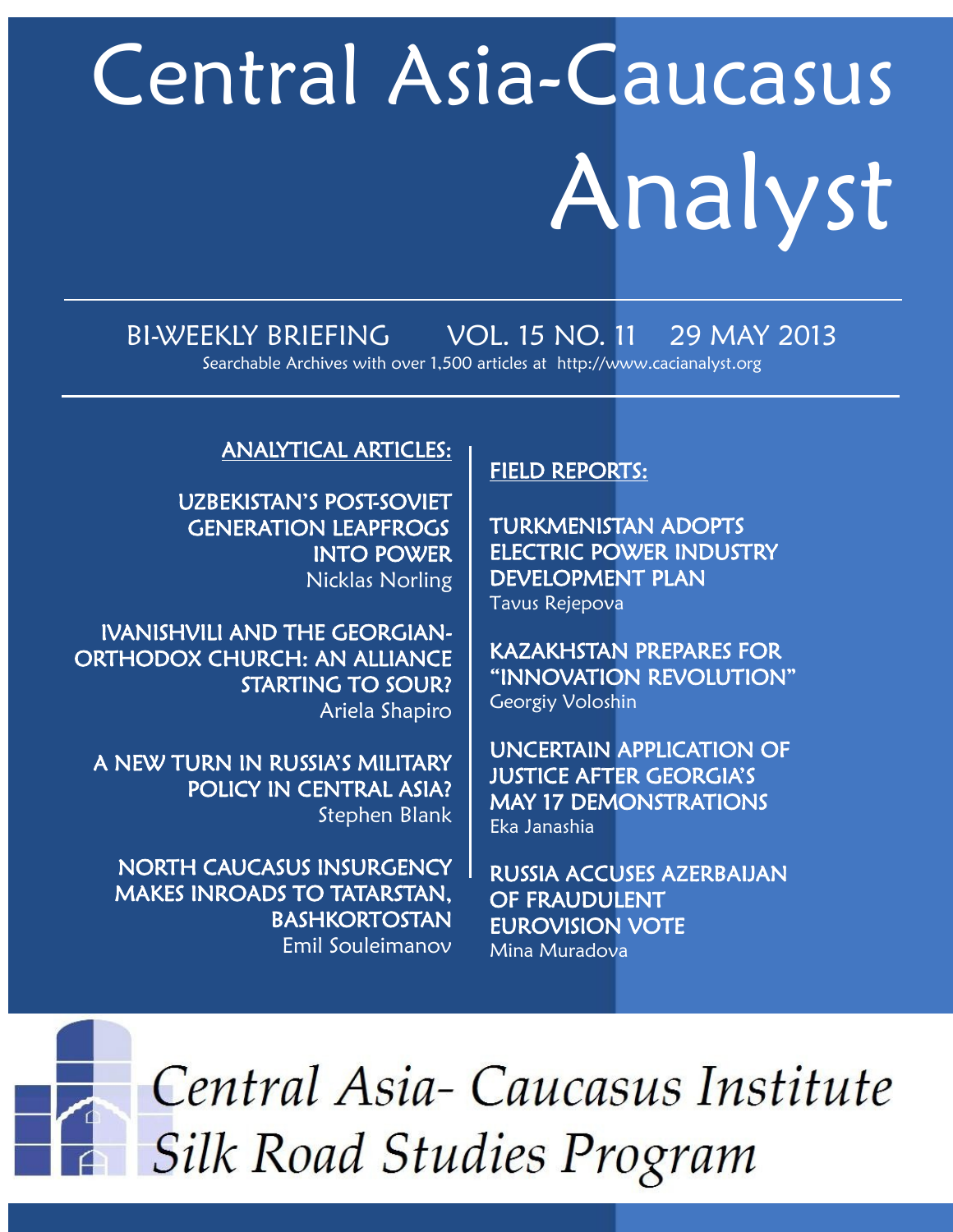# Central Asia-Caucasus Analyst

BI-WEEKLY BRIEFING VOL. 15 NO. 11 29 MAY 2013

Searchable Archives with over 1,500 articles at http://www.cacianalyst.org

## ANALYTICAL ARTICLES:

**UZBEKISTAN'S POST-SOVIET GENERATION LEAPFROGS INTO POWER**
Nicklas Norling

**IVANISHVILI AND THE GEORGIAN-ORTHODOX CHURCH: AN ALLIANCE STARTING TO SOUR?**
Ariela Shapiro

**A NEW TURN IN RUSSIA'S MILITARY POLICY IN CENTRAL ASIA?**
Stephen Blank

**NORTH CAUCASUS INSURGENCY MAKES INROADS TO TATARSTAN, BASHKORTOSTAN**
Emil Souleimanov

## FIELD REPORTS:

**TURKMENISTAN ADOPTS ELECTRIC POWER INDUSTRY DEVELOPMENT PLAN**
Tavus Rejepova

**KAZAKHSTAN PREPARES FOR "INNOVATION REVOLUTION"**
Georgiy Voloshin

**UNCERTAIN APPLICATION OF JUSTICE AFTER GEORGIA'S MAY 17 DEMONSTRATIONS**
Eka Janashia

**RUSSIA ACCUSES AZERBAIJAN OF FRAUDULENT EUROVISION VOTE**
Mina Muradova

*Central Asia- Caucasus Institute*
*Silk Road Studies Program*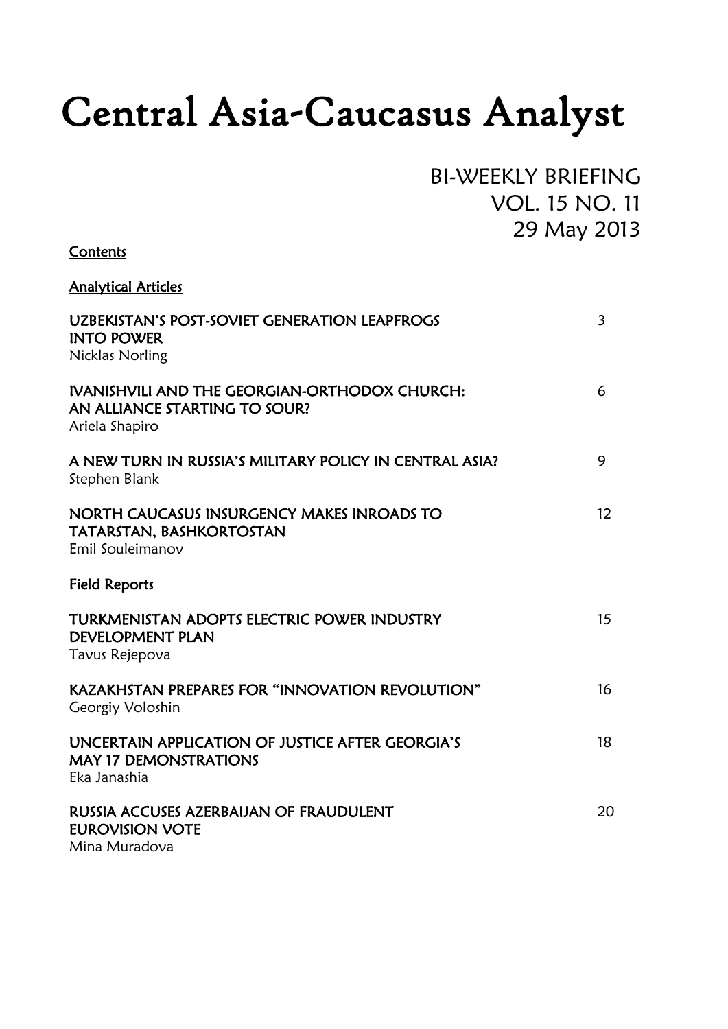# Central Asia-Caucasus Analyst

BI-WEEKLY BRIEFING
VOL. 15 NO. 11
29 May 2013

**Contents**

**Analytical Articles**

| | |
|---|---|
| UZBEKISTAN'S POST-SOVIET GENERATION LEAPFROGS INTO POWER<br>Nicklas Norling | 3 |
| IVANISHVILI AND THE GEORGIAN-ORTHODOX CHURCH: AN ALLIANCE STARTING TO SOUR?<br>Ariela Shapiro | 6 |
| A NEW TURN IN RUSSIA'S MILITARY POLICY IN CENTRAL ASIA?<br>Stephen Blank | 9 |
| NORTH CAUCASUS INSURGENCY MAKES INROADS TO TATARSTAN, BASHKORTOSTAN<br>Emil Souleimanov | 12 |

**Field Reports**

| | |
|---|---|
| TURKMENISTAN ADOPTS ELECTRIC POWER INDUSTRY DEVELOPMENT PLAN<br>Tavus Rejepova | 15 |
| KAZAKHSTAN PREPARES FOR "INNOVATION REVOLUTION"<br>Georgiy Voloshin | 16 |
| UNCERTAIN APPLICATION OF JUSTICE AFTER GEORGIA'S MAY 17 DEMONSTRATIONS<br>Eka Janashia | 18 |
| RUSSIA ACCUSES AZERBAIJAN OF FRAUDULENT EUROVISION VOTE<br>Mina Muradova | 20 |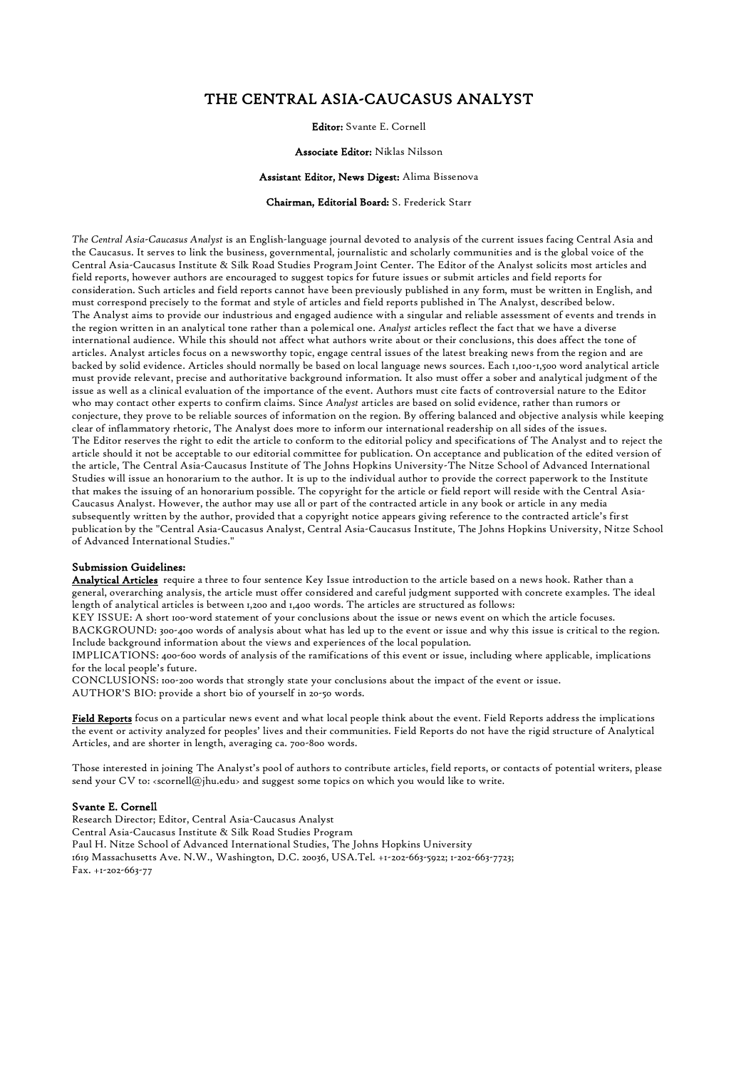# THE CENTRAL ASIA-CAUCASUS ANALYST

**Editor:** Svante E. Cornell

**Associate Editor:** Niklas Nilsson

**Assistant Editor, News Digest:** Alima Bissenova

**Chairman, Editorial Board:** S. Frederick Starr

*The Central Asia-Caucasus Analyst* is an English-language journal devoted to analysis of the current issues facing Central Asia and the Caucasus. It serves to link the business, governmental, journalistic and scholarly communities and is the global voice of the Central Asia-Caucasus Institute & Silk Road Studies Program Joint Center. The Editor of the Analyst solicits most articles and field reports, however authors are encouraged to suggest topics for future issues or submit articles and field reports for consideration. Such articles and field reports cannot have been previously published in any form, must be written in English, and must correspond precisely to the format and style of articles and field reports published in The Analyst, described below.
The Analyst aims to provide our industrious and engaged audience with a singular and reliable assessment of events and trends in the region written in an analytical tone rather than a polemical one. *Analyst* articles reflect the fact that we have a diverse international audience. While this should not affect what authors write about or their conclusions, this does affect the tone of articles. Analyst articles focus on a newsworthy topic, engage central issues of the latest breaking news from the region and are backed by solid evidence. Articles should normally be based on local language news sources. Each 1,100-1,500 word analytical article must provide relevant, precise and authoritative background information. It also must offer a sober and analytical judgment of the issue as well as a clinical evaluation of the importance of the event. Authors must cite facts of controversial nature to the Editor who may contact other experts to confirm claims. Since *Analyst* articles are based on solid evidence, rather than rumors or conjecture, they prove to be reliable sources of information on the region. By offering balanced and objective analysis while keeping clear of inflammatory rhetoric, The Analyst does more to inform our international readership on all sides of the issues.
The Editor reserves the right to edit the article to conform to the editorial policy and specifications of The Analyst and to reject the article should it not be acceptable to our editorial committee for publication. On acceptance and publication of the edited version of the article, The Central Asia-Caucasus Institute of The Johns Hopkins University-The Nitze School of Advanced International Studies will issue an honorarium to the author. It is up to the individual author to provide the correct paperwork to the Institute that makes the issuing of an honorarium possible. The copyright for the article or field report will reside with the Central Asia-Caucasus Analyst. However, the author may use all or part of the contracted article in any book or article in any media subsequently written by the author, provided that a copyright notice appears giving reference to the contracted article's first publication by the "Central Asia-Caucasus Analyst, Central Asia-Caucasus Institute, The Johns Hopkins University, Nitze School of Advanced International Studies."

**Submission Guidelines:**

**Analytical Articles** require a three to four sentence Key Issue introduction to the article based on a news hook. Rather than a general, overarching analysis, the article must offer considered and careful judgment supported with concrete examples. The ideal length of analytical articles is between 1,200 and 1,400 words. The articles are structured as follows:
KEY ISSUE: A short 100-word statement of your conclusions about the issue or news event on which the article focuses.
BACKGROUND: 300-400 words of analysis about what has led up to the event or issue and why this issue is critical to the region. Include background information about the views and experiences of the local population.
IMPLICATIONS: 400-600 words of analysis of the ramifications of this event or issue, including where applicable, implications for the local people's future.
CONCLUSIONS: 100-200 words that strongly state your conclusions about the impact of the event or issue.
AUTHOR'S BIO: provide a short bio of yourself in 20-50 words.

**Field Reports** focus on a particular news event and what local people think about the event. Field Reports address the implications the event or activity analyzed for peoples' lives and their communities. Field Reports do not have the rigid structure of Analytical Articles, and are shorter in length, averaging ca. 700-800 words.

Those interested in joining The Analyst's pool of authors to contribute articles, field reports, or contacts of potential writers, please send your CV to: <scornell@jhu.edu> and suggest some topics on which you would like to write.

**Svante E. Cornell**
Research Director; Editor, Central Asia-Caucasus Analyst
Central Asia-Caucasus Institute & Silk Road Studies Program
Paul H. Nitze School of Advanced International Studies, The Johns Hopkins University
1619 Massachusetts Ave. N.W., Washington, D.C. 20036, USA.Tel. +1-202-663-5922; 1-202-663-7723;
Fax. +1-202-663-77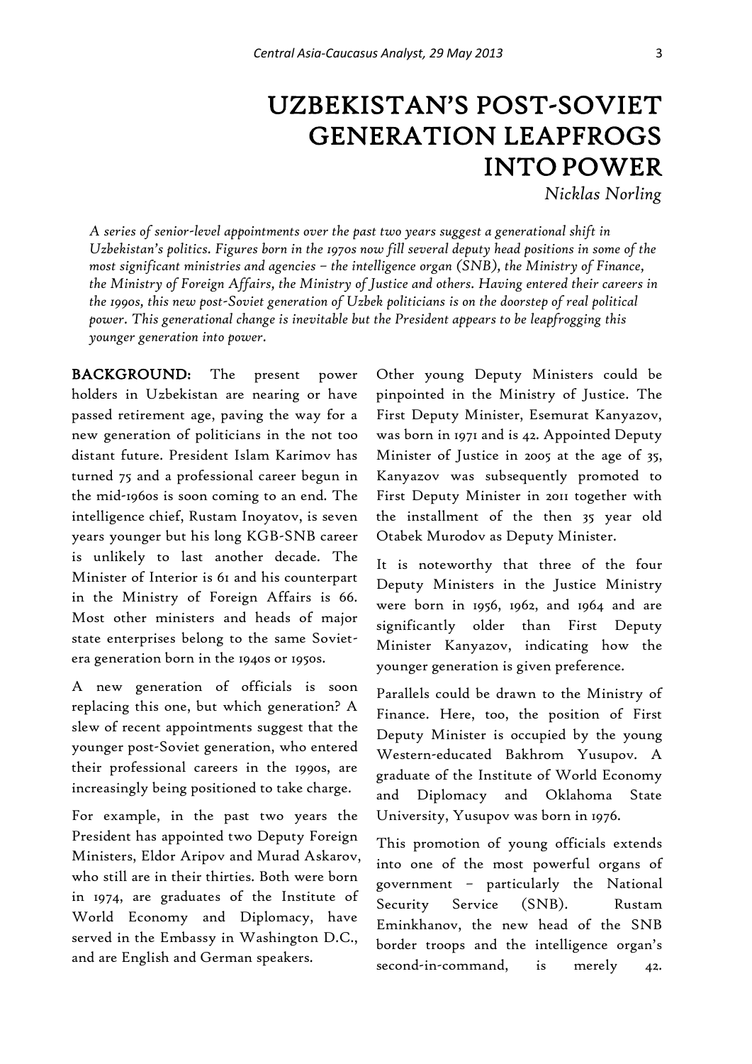# UZBEKISTAN'S POST-SOVIET GENERATION LEAPFROGS INTO POWER

*Nicklas Norling*

*A series of senior-level appointments over the past two years suggest a generational shift in Uzbekistan's politics. Figures born in the 1970s now fill several deputy head positions in some of the most significant ministries and agencies – the intelligence organ (SNB), the Ministry of Finance, the Ministry of Foreign Affairs, the Ministry of Justice and others. Having entered their careers in the 1990s, this new post-Soviet generation of Uzbek politicians is on the doorstep of real political power. This generational change is inevitable but the President appears to be leapfrogging this younger generation into power.*

**BACKGROUND:** The present power holders in Uzbekistan are nearing or have passed retirement age, paving the way for a new generation of politicians in the not too distant future. President Islam Karimov has turned 75 and a professional career begun in the mid-1960s is soon coming to an end. The intelligence chief, Rustam Inoyatov, is seven years younger but his long KGB-SNB career is unlikely to last another decade. The Minister of Interior is 61 and his counterpart in the Ministry of Foreign Affairs is 66. Most other ministers and heads of major state enterprises belong to the same Soviet-era generation born in the 1940s or 1950s.

A new generation of officials is soon replacing this one, but which generation? A slew of recent appointments suggest that the younger post-Soviet generation, who entered their professional careers in the 1990s, are increasingly being positioned to take charge.

For example, in the past two years the President has appointed two Deputy Foreign Ministers, Eldor Aripov and Murad Askarov, who still are in their thirties. Both were born in 1974, are graduates of the Institute of World Economy and Diplomacy, have served in the Embassy in Washington D.C., and are English and German speakers.

Other young Deputy Ministers could be pinpointed in the Ministry of Justice. The First Deputy Minister, Esemurat Kanyazov, was born in 1971 and is 42. Appointed Deputy Minister of Justice in 2005 at the age of 35, Kanyazov was subsequently promoted to First Deputy Minister in 2011 together with the installment of the then 35 year old Otabek Murodov as Deputy Minister.

It is noteworthy that three of the four Deputy Ministers in the Justice Ministry were born in 1956, 1962, and 1964 and are significantly older than First Deputy Minister Kanyazov, indicating how the younger generation is given preference.

Parallels could be drawn to the Ministry of Finance. Here, too, the position of First Deputy Minister is occupied by the young Western-educated Bakhrom Yusupov. A graduate of the Institute of World Economy and Diplomacy and Oklahoma State University, Yusupov was born in 1976.

This promotion of young officials extends into one of the most powerful organs of government – particularly the National Security Service (SNB). Rustam Eminkhanov, the new head of the SNB border troops and the intelligence organ's second-in-command, is merely 42.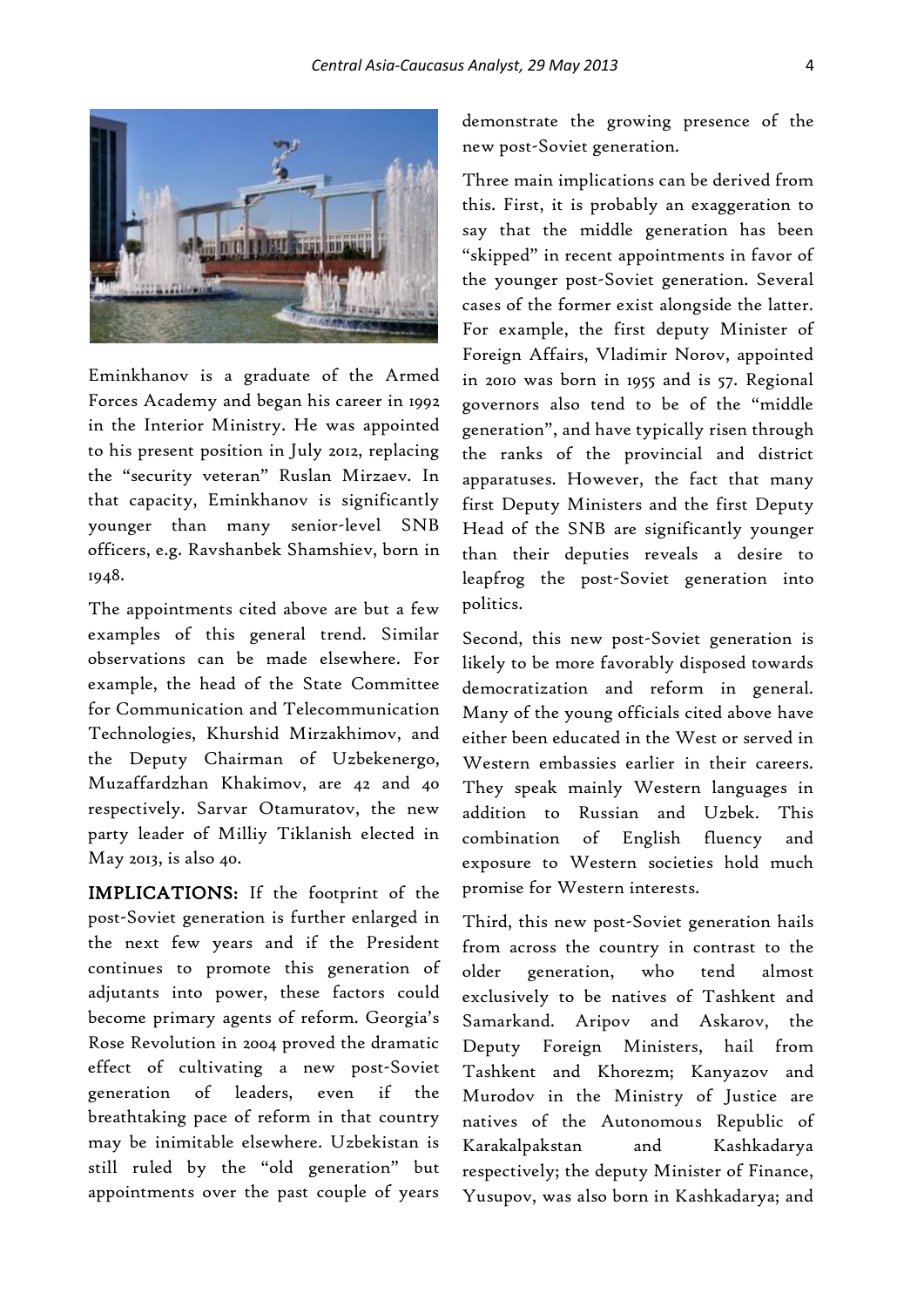Eminkhanov is a graduate of the Armed Forces Academy and began his career in 1992 in the Interior Ministry. He was appointed to his present position in July 2012, replacing the "security veteran" Ruslan Mirzaev. In that capacity, Eminkhanov is significantly younger than many senior-level SNB officers, e.g. Ravshanbek Shamshiev, born in 1948.

The appointments cited above are but a few examples of this general trend. Similar observations can be made elsewhere. For example, the head of the State Committee for Communication and Telecommunication Technologies, Khurshid Mirzakhimov, and the Deputy Chairman of Uzbekenergo, Muzaffardzhan Khakimov, are 42 and 40 respectively. Sarvar Otamuratov, the new party leader of Milliy Tiklanish elected in May 2013, is also 40.

**IMPLICATIONS:** If the footprint of the post-Soviet generation is further enlarged in the next few years and if the President continues to promote this generation of adjutants into power, these factors could become primary agents of reform. Georgia's Rose Revolution in 2004 proved the dramatic effect of cultivating a new post-Soviet generation of leaders, even if the breathtaking pace of reform in that country may be inimitable elsewhere. Uzbekistan is still ruled by the "old generation" but appointments over the past couple of years demonstrate the growing presence of the new post-Soviet generation.

Three main implications can be derived from this. First, it is probably an exaggeration to say that the middle generation has been "skipped" in recent appointments in favor of the younger post-Soviet generation. Several cases of the former exist alongside the latter. For example, the first deputy Minister of Foreign Affairs, Vladimir Norov, appointed in 2010 was born in 1955 and is 57. Regional governors also tend to be of the "middle generation", and have typically risen through the ranks of the provincial and district apparatuses. However, the fact that many first Deputy Ministers and the first Deputy Head of the SNB are significantly younger than their deputies reveals a desire to leapfrog the post-Soviet generation into politics.

Second, this new post-Soviet generation is likely to be more favorably disposed towards democratization and reform in general. Many of the young officials cited above have either been educated in the West or served in Western embassies earlier in their careers. They speak mainly Western languages in addition to Russian and Uzbek. This combination of English fluency and exposure to Western societies hold much promise for Western interests.

Third, this new post-Soviet generation hails from across the country in contrast to the older generation, who tend almost exclusively to be natives of Tashkent and Samarkand. Aripov and Askarov, the Deputy Foreign Ministers, hail from Tashkent and Khorezm; Kanyazov and Murodov in the Ministry of Justice are natives of the Autonomous Republic of Karakalpakstan and Kashkadarya respectively; the deputy Minister of Finance, Yusupov, was also born in Kashkadarya; and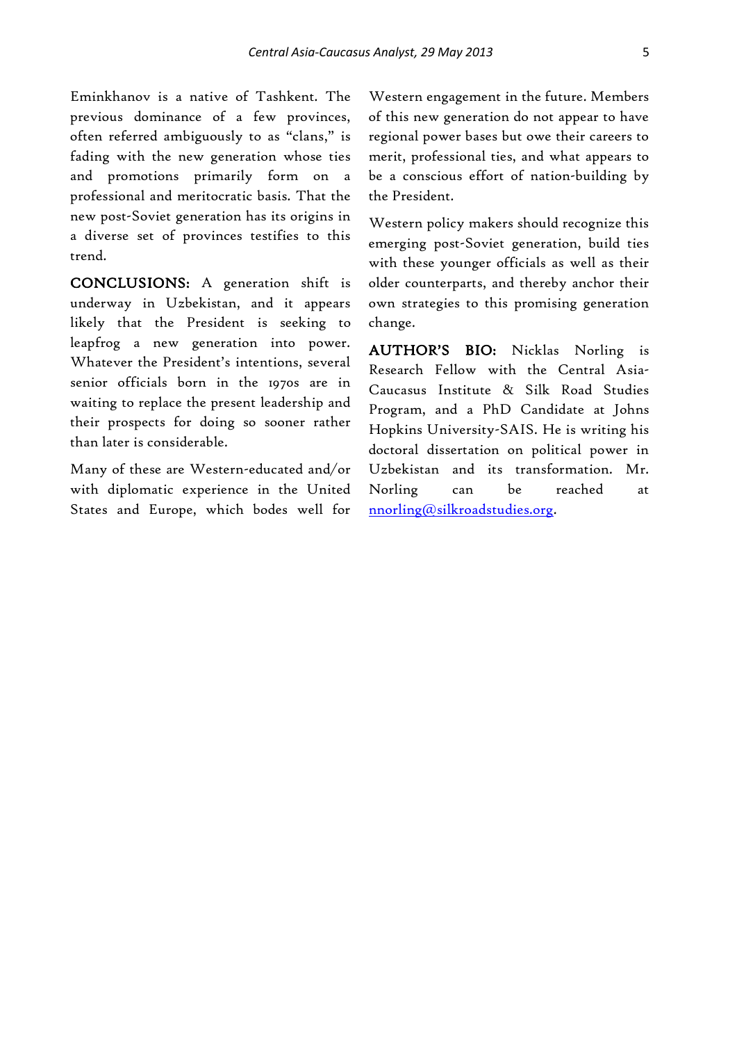Eminkhanov is a native of Tashkent. The previous dominance of a few provinces, often referred ambiguously to as "clans," is fading with the new generation whose ties and promotions primarily form on a professional and meritocratic basis. That the new post-Soviet generation has its origins in a diverse set of provinces testifies to this trend.

**CONCLUSIONS:** A generation shift is underway in Uzbekistan, and it appears likely that the President is seeking to leapfrog a new generation into power. Whatever the President's intentions, several senior officials born in the 1970s are in waiting to replace the present leadership and their prospects for doing so sooner rather than later is considerable.

Many of these are Western-educated and/or with diplomatic experience in the United States and Europe, which bodes well for Western engagement in the future. Members of this new generation do not appear to have regional power bases but owe their careers to merit, professional ties, and what appears to be a conscious effort of nation-building by the President.

Western policy makers should recognize this emerging post-Soviet generation, build ties with these younger officials as well as their older counterparts, and thereby anchor their own strategies to this promising generation change.

**AUTHOR'S BIO:** Nicklas Norling is Research Fellow with the Central Asia-Caucasus Institute & Silk Road Studies Program, and a PhD Candidate at Johns Hopkins University-SAIS. He is writing his doctoral dissertation on political power in Uzbekistan and its transformation. Mr. Norling can be reached at nnorling@silkroadstudies.org.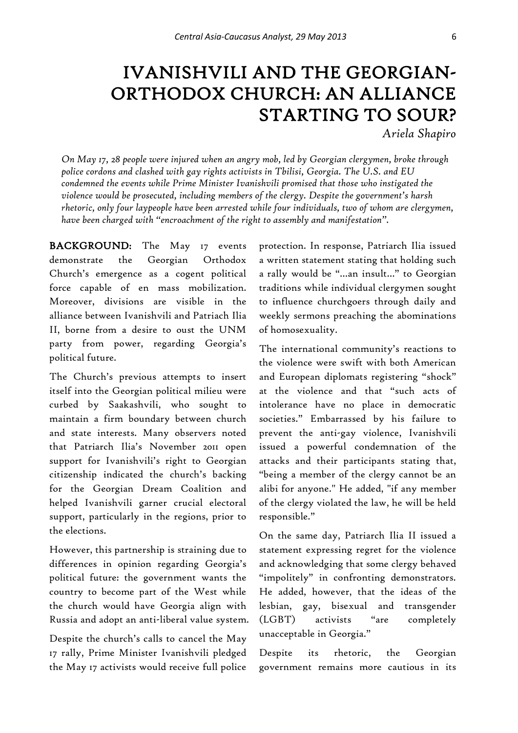# IVANISHVILI AND THE GEORGIAN-ORTHODOX CHURCH: AN ALLIANCE STARTING TO SOUR?

*Ariela Shapiro*

*On May 17, 28 people were injured when an angry mob, led by Georgian clergymen, broke through police cordons and clashed with gay rights activists in Tbilisi, Georgia. The U.S. and EU condemned the events while Prime Minister Ivanishvili promised that those who instigated the violence would be prosecuted, including members of the clergy. Despite the government's harsh rhetoric, only four laypeople have been arrested while four individuals, two of whom are clergymen, have been charged with "encroachment of the right to assembly and manifestation".*

**BACKGROUND:** The May 17 events demonstrate the Georgian Orthodox Church's emergence as a cogent political force capable of en mass mobilization. Moreover, divisions are visible in the alliance between Ivanishvili and Patriach Ilia II, borne from a desire to oust the UNM party from power, regarding Georgia's political future.

The Church's previous attempts to insert itself into the Georgian political milieu were curbed by Saakashvili, who sought to maintain a firm boundary between church and state interests. Many observers noted that Patriarch Ilia's November 2011 open support for Ivanishvili's right to Georgian citizenship indicated the church's backing for the Georgian Dream Coalition and helped Ivanishvili garner crucial electoral support, particularly in the regions, prior to the elections.

However, this partnership is straining due to differences in opinion regarding Georgia's political future: the government wants the country to become part of the West while the church would have Georgia align with Russia and adopt an anti-liberal value system.

Despite the church's calls to cancel the May 17 rally, Prime Minister Ivanishvili pledged the May 17 activists would receive full police protection. In response, Patriarch Ilia issued a written statement stating that holding such a rally would be "...an insult..." to Georgian traditions while individual clergymen sought to influence churchgoers through daily and weekly sermons preaching the abominations of homosexuality.

The international community's reactions to the violence were swift with both American and European diplomats registering "shock" at the violence and that "such acts of intolerance have no place in democratic societies." Embarrassed by his failure to prevent the anti-gay violence, Ivanishvili issued a powerful condemnation of the attacks and their participants stating that, "being a member of the clergy cannot be an alibi for anyone." He added, "if any member of the clergy violated the law, he will be held responsible."

On the same day, Patriarch Ilia II issued a statement expressing regret for the violence and acknowledging that some clergy behaved "impolitely" in confronting demonstrators. He added, however, that the ideas of the lesbian, gay, bisexual and transgender (LGBT) activists "are completely unacceptable in Georgia."

Despite its rhetoric, the Georgian government remains more cautious in its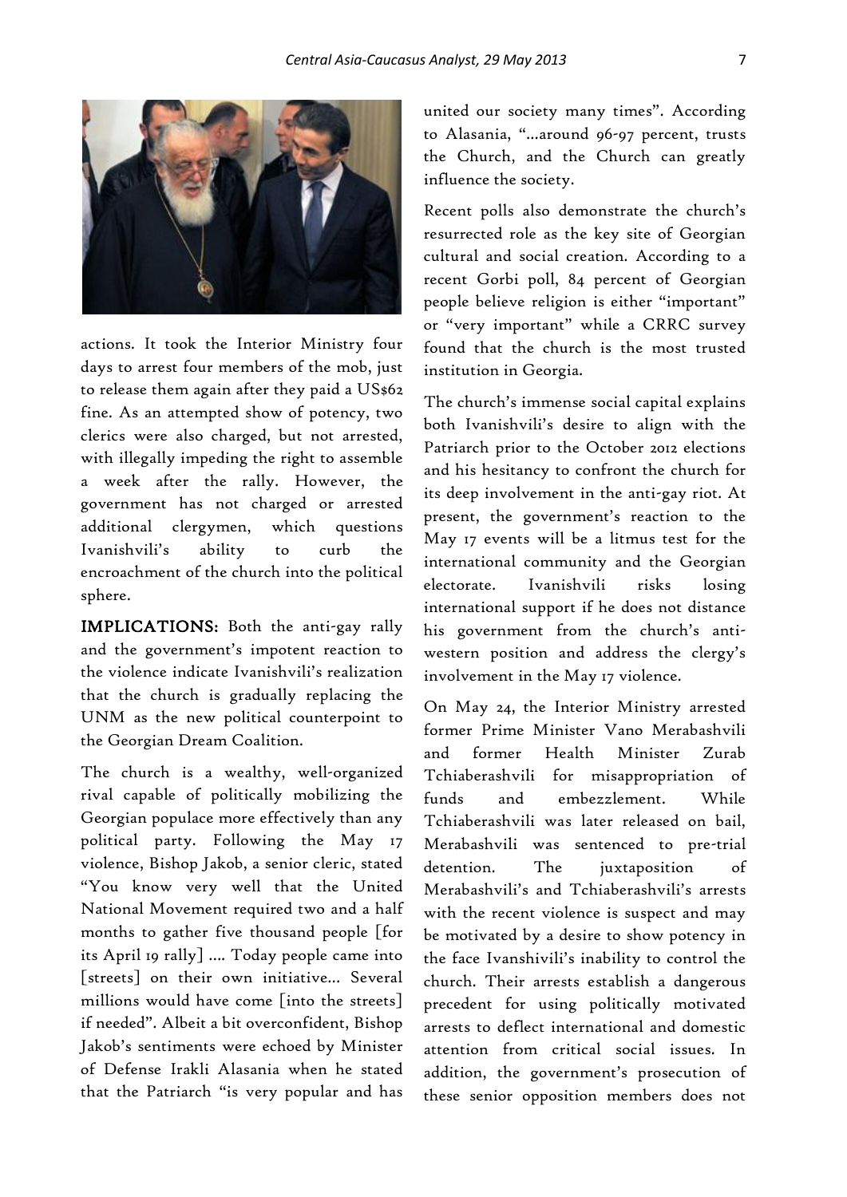actions. It took the Interior Ministry four days to arrest four members of the mob, just to release them again after they paid a US$62 fine. As an attempted show of potency, two clerics were also charged, but not arrested, with illegally impeding the right to assemble a week after the rally. However, the government has not charged or arrested additional clergymen, which questions Ivanishvili's ability to curb the encroachment of the church into the political sphere.

**IMPLICATIONS:** Both the anti-gay rally and the government's impotent reaction to the violence indicate Ivanishvili's realization that the church is gradually replacing the UNM as the new political counterpoint to the Georgian Dream Coalition.

The church is a wealthy, well-organized rival capable of politically mobilizing the Georgian populace more effectively than any political party. Following the May 17 violence, Bishop Jakob, a senior cleric, stated "You know very well that the United National Movement required two and a half months to gather five thousand people [for its April 19 rally] …. Today people came into [streets] on their own initiative… Several millions would have come [into the streets] if needed". Albeit a bit overconfident, Bishop Jakob's sentiments were echoed by Minister of Defense Irakli Alasania when he stated that the Patriarch "is very popular and has united our society many times". According to Alasania, "…around 96-97 percent, trusts the Church, and the Church can greatly influence the society.

Recent polls also demonstrate the church's resurrected role as the key site of Georgian cultural and social creation. According to a recent Gorbi poll, 84 percent of Georgian people believe religion is either "important" or "very important" while a CRRC survey found that the church is the most trusted institution in Georgia.

The church's immense social capital explains both Ivanishvili's desire to align with the Patriarch prior to the October 2012 elections and his hesitancy to confront the church for its deep involvement in the anti-gay riot. At present, the government's reaction to the May 17 events will be a litmus test for the international community and the Georgian electorate. Ivanishvili risks losing international support if he does not distance his government from the church's anti-western position and address the clergy's involvement in the May 17 violence.

On May 24, the Interior Ministry arrested former Prime Minister Vano Merabashvili and former Health Minister Zurab Tchiaberashvili for misappropriation of funds and embezzlement. While Tchiaberashvili was later released on bail, Merabashvili was sentenced to pre-trial detention. The juxtaposition of Merabashvili's and Tchiaberashvili's arrests with the recent violence is suspect and may be motivated by a desire to show potency in the face Ivanshivili's inability to control the church. Their arrests establish a dangerous precedent for using politically motivated arrests to deflect international and domestic attention from critical social issues. In addition, the government's prosecution of these senior opposition members does not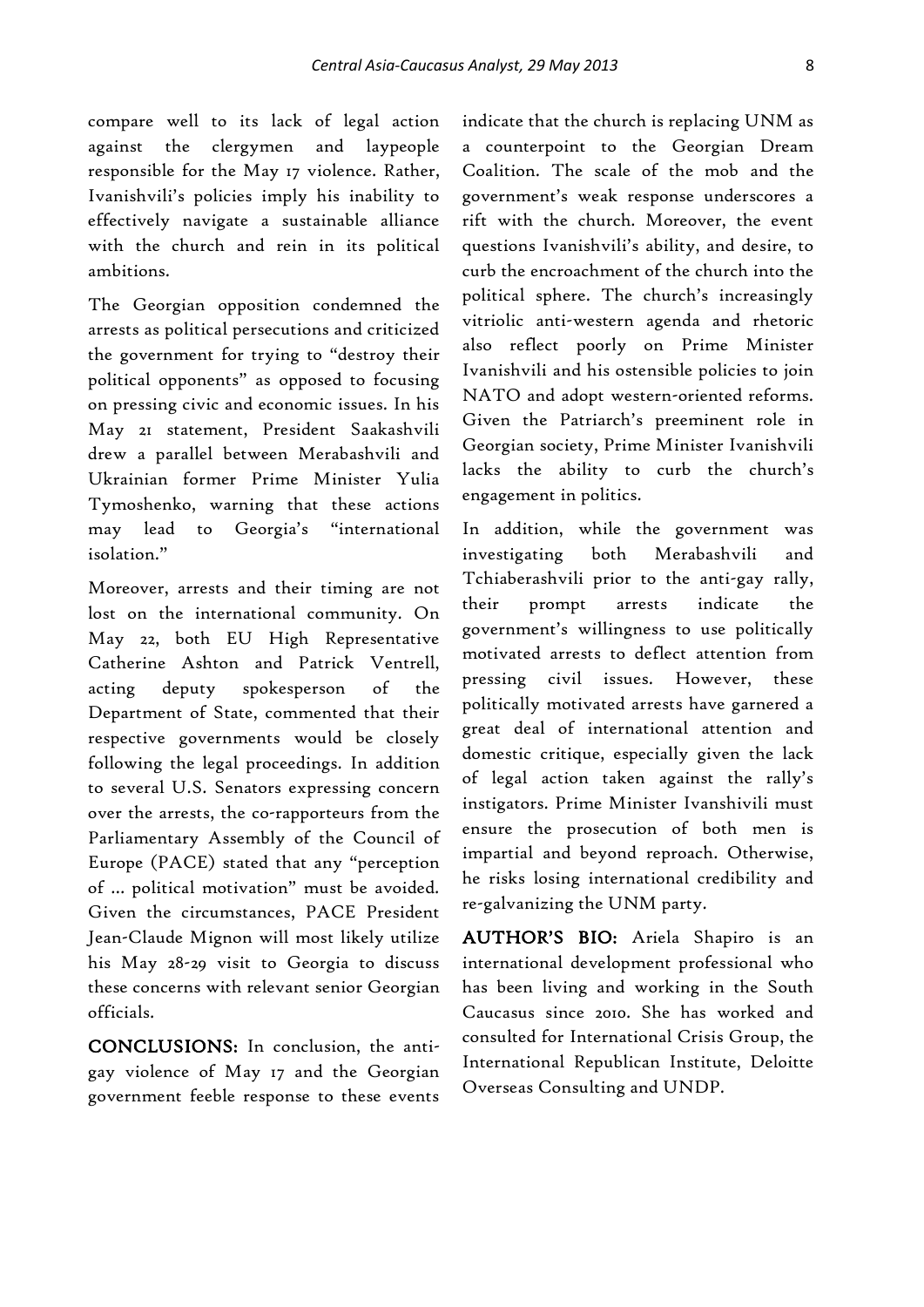compare well to its lack of legal action against the clergymen and laypeople responsible for the May 17 violence. Rather, Ivanishvili's policies imply his inability to effectively navigate a sustainable alliance with the church and rein in its political ambitions.

The Georgian opposition condemned the arrests as political persecutions and criticized the government for trying to "destroy their political opponents" as opposed to focusing on pressing civic and economic issues. In his May 21 statement, President Saakashvili drew a parallel between Merabashvili and Ukrainian former Prime Minister Yulia Tymoshenko, warning that these actions may lead to Georgia's "international isolation."

Moreover, arrests and their timing are not lost on the international community. On May 22, both EU High Representative Catherine Ashton and Patrick Ventrell, acting deputy spokesperson of the Department of State, commented that their respective governments would be closely following the legal proceedings. In addition to several U.S. Senators expressing concern over the arrests, the co-rapporteurs from the Parliamentary Assembly of the Council of Europe (PACE) stated that any "perception of … political motivation" must be avoided. Given the circumstances, PACE President Jean-Claude Mignon will most likely utilize his May 28-29 visit to Georgia to discuss these concerns with relevant senior Georgian officials.

**CONCLUSIONS:** In conclusion, the anti-gay violence of May 17 and the Georgian government feeble response to these events indicate that the church is replacing UNM as a counterpoint to the Georgian Dream Coalition. The scale of the mob and the government's weak response underscores a rift with the church. Moreover, the event questions Ivanishvili's ability, and desire, to curb the encroachment of the church into the political sphere. The church's increasingly vitriolic anti-western agenda and rhetoric also reflect poorly on Prime Minister Ivanishvili and his ostensible policies to join NATO and adopt western-oriented reforms. Given the Patriarch's preeminent role in Georgian society, Prime Minister Ivanishvili lacks the ability to curb the church's engagement in politics.

In addition, while the government was investigating both Merabashvili and Tchiaberashvili prior to the anti-gay rally, their prompt arrests indicate the government's willingness to use politically motivated arrests to deflect attention from pressing civil issues. However, these politically motivated arrests have garnered a great deal of international attention and domestic critique, especially given the lack of legal action taken against the rally's instigators. Prime Minister Ivanshivili must ensure the prosecution of both men is impartial and beyond reproach. Otherwise, he risks losing international credibility and re-galvanizing the UNM party.

**AUTHOR'S BIO:** Ariela Shapiro is an international development professional who has been living and working in the South Caucasus since 2010. She has worked and consulted for International Crisis Group, the International Republican Institute, Deloitte Overseas Consulting and UNDP.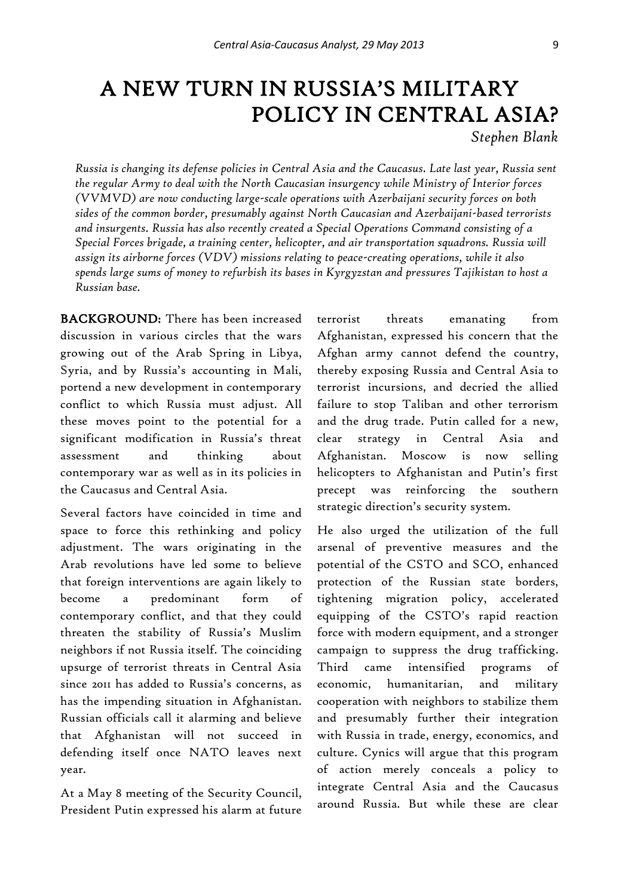# A NEW TURN IN RUSSIA'S MILITARY POLICY IN CENTRAL ASIA?

*Stephen Blank*

*Russia is changing its defense policies in Central Asia and the Caucasus. Late last year, Russia sent the regular Army to deal with the North Caucasian insurgency while Ministry of Interior forces (VVMVD) are now conducting large-scale operations with Azerbaijani security forces on both sides of the common border, presumably against North Caucasian and Azerbaijani-based terrorists and insurgents. Russia has also recently created a Special Operations Command consisting of a Special Forces brigade, a training center, helicopter, and air transportation squadrons. Russia will assign its airborne forces (VDV) missions relating to peace-creating operations, while it also spends large sums of money to refurbish its bases in Kyrgyzstan and pressures Tajikistan to host a Russian base.*

**BACKGROUND:** There has been increased discussion in various circles that the wars growing out of the Arab Spring in Libya, Syria, and by Russia's accounting in Mali, portend a new development in contemporary conflict to which Russia must adjust. All these moves point to the potential for a significant modification in Russia's threat assessment and thinking about contemporary war as well as in its policies in the Caucasus and Central Asia.

Several factors have coincided in time and space to force this rethinking and policy adjustment. The wars originating in the Arab revolutions have led some to believe that foreign interventions are again likely to become a predominant form of contemporary conflict, and that they could threaten the stability of Russia's Muslim neighbors if not Russia itself. The coinciding upsurge of terrorist threats in Central Asia since 2011 has added to Russia's concerns, as has the impending situation in Afghanistan. Russian officials call it alarming and believe that Afghanistan will not succeed in defending itself once NATO leaves next year.

At a May 8 meeting of the Security Council, President Putin expressed his alarm at future terrorist threats emanating from Afghanistan, expressed his concern that the Afghan army cannot defend the country, thereby exposing Russia and Central Asia to terrorist incursions, and decried the allied failure to stop Taliban and other terrorism and the drug trade. Putin called for a new, clear strategy in Central Asia and Afghanistan. Moscow is now selling helicopters to Afghanistan and Putin's first precept was reinforcing the southern strategic direction's security system.

He also urged the utilization of the full arsenal of preventive measures and the potential of the CSTO and SCO, enhanced protection of the Russian state borders, tightening migration policy, accelerated equipping of the CSTO's rapid reaction force with modern equipment, and a stronger campaign to suppress the drug trafficking. Third came intensified programs of economic, humanitarian, and military cooperation with neighbors to stabilize them and presumably further their integration with Russia in trade, energy, economics, and culture. Cynics will argue that this program of action merely conceals a policy to integrate Central Asia and the Caucasus around Russia. But while these are clear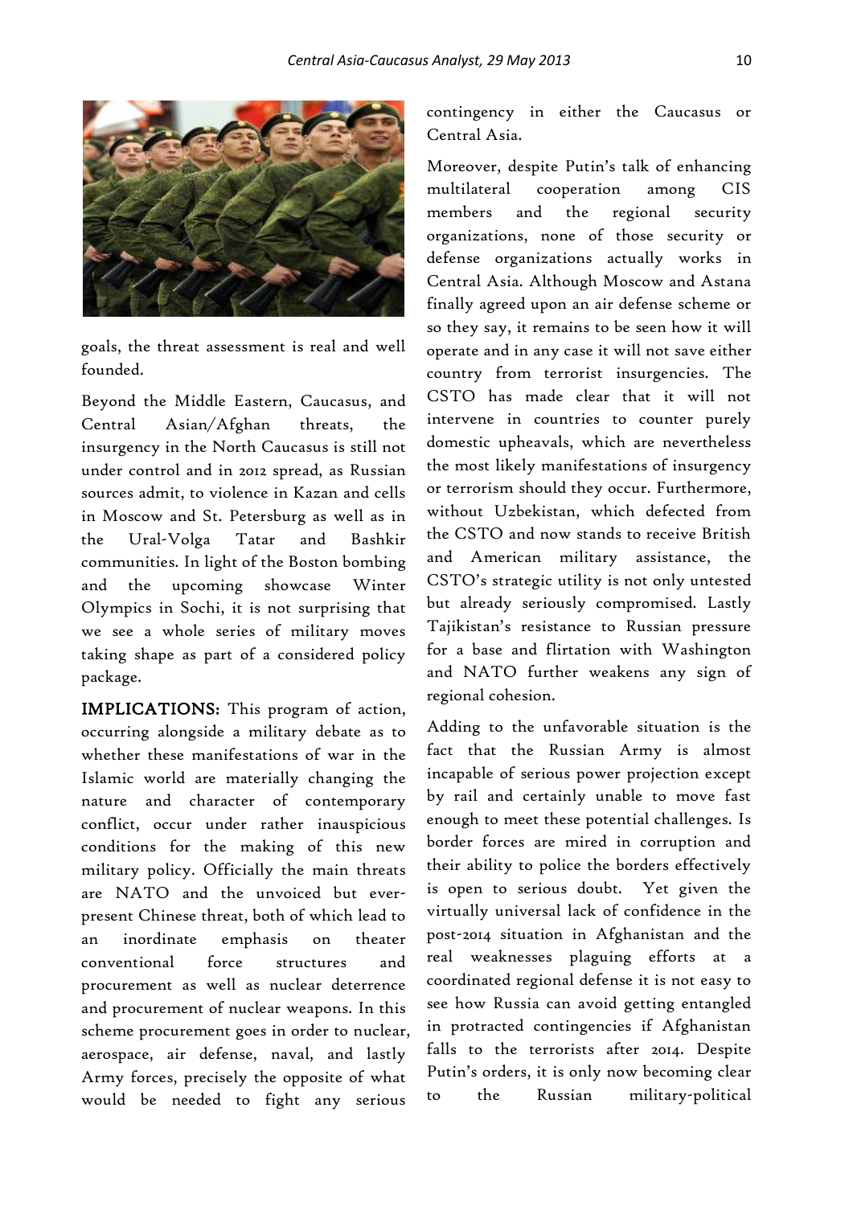goals, the threat assessment is real and well founded.

Beyond the Middle Eastern, Caucasus, and Central Asian/Afghan threats, the insurgency in the North Caucasus is still not under control and in 2012 spread, as Russian sources admit, to violence in Kazan and cells in Moscow and St. Petersburg as well as in the Ural-Volga Tatar and Bashkir communities. In light of the Boston bombing and the upcoming showcase Winter Olympics in Sochi, it is not surprising that we see a whole series of military moves taking shape as part of a considered policy package.

**IMPLICATIONS:** This program of action, occurring alongside a military debate as to whether these manifestations of war in the Islamic world are materially changing the nature and character of contemporary conflict, occur under rather inauspicious conditions for the making of this new military policy. Officially the main threats are NATO and the unvoiced but ever-present Chinese threat, both of which lead to an inordinate emphasis on theater conventional force structures and procurement as well as nuclear deterrence and procurement of nuclear weapons. In this scheme procurement goes in order to nuclear, aerospace, air defense, naval, and lastly Army forces, precisely the opposite of what would be needed to fight any serious contingency in either the Caucasus or Central Asia.

Moreover, despite Putin's talk of enhancing multilateral cooperation among CIS members and the regional security organizations, none of those security or defense organizations actually works in Central Asia. Although Moscow and Astana finally agreed upon an air defense scheme or so they say, it remains to be seen how it will operate and in any case it will not save either country from terrorist insurgencies. The CSTO has made clear that it will not intervene in countries to counter purely domestic upheavals, which are nevertheless the most likely manifestations of insurgency or terrorism should they occur. Furthermore, without Uzbekistan, which defected from the CSTO and now stands to receive British and American military assistance, the CSTO's strategic utility is not only untested but already seriously compromised. Lastly Tajikistan's resistance to Russian pressure for a base and flirtation with Washington and NATO further weakens any sign of regional cohesion.

Adding to the unfavorable situation is the fact that the Russian Army is almost incapable of serious power projection except by rail and certainly unable to move fast enough to meet these potential challenges. Is border forces are mired in corruption and their ability to police the borders effectively is open to serious doubt. Yet given the virtually universal lack of confidence in the post-2014 situation in Afghanistan and the real weaknesses plaguing efforts at a coordinated regional defense it is not easy to see how Russia can avoid getting entangled in protracted contingencies if Afghanistan falls to the terrorists after 2014. Despite Putin's orders, it is only now becoming clear to the Russian military-political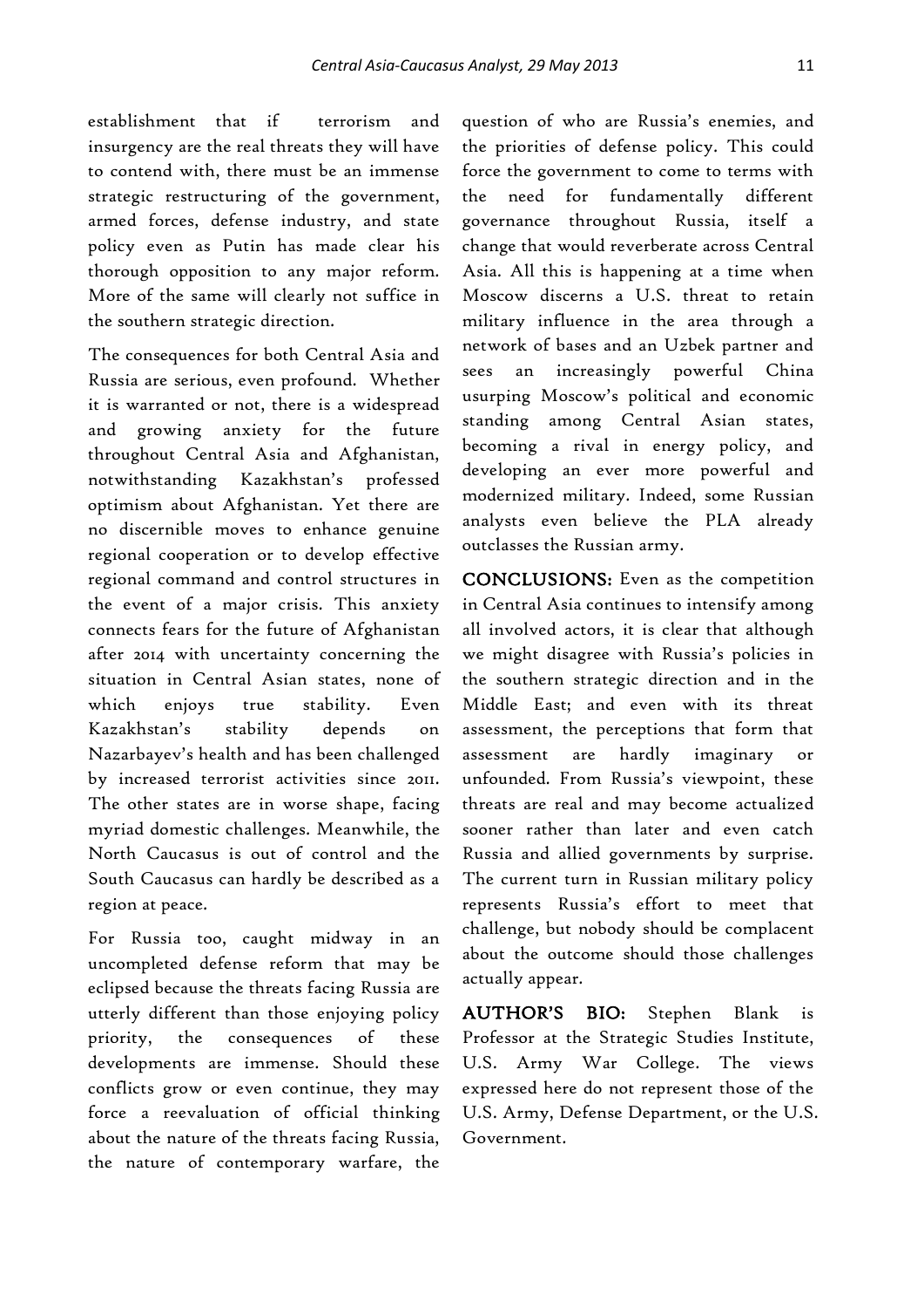establishment that if terrorism and insurgency are the real threats they will have to contend with, there must be an immense strategic restructuring of the government, armed forces, defense industry, and state policy even as Putin has made clear his thorough opposition to any major reform. More of the same will clearly not suffice in the southern strategic direction.

The consequences for both Central Asia and Russia are serious, even profound. Whether it is warranted or not, there is a widespread and growing anxiety for the future throughout Central Asia and Afghanistan, notwithstanding Kazakhstan's professed optimism about Afghanistan. Yet there are no discernible moves to enhance genuine regional cooperation or to develop effective regional command and control structures in the event of a major crisis. This anxiety connects fears for the future of Afghanistan after 2014 with uncertainty concerning the situation in Central Asian states, none of which enjoys true stability. Even Kazakhstan's stability depends on Nazarbayev's health and has been challenged by increased terrorist activities since 2011. The other states are in worse shape, facing myriad domestic challenges. Meanwhile, the North Caucasus is out of control and the South Caucasus can hardly be described as a region at peace.

For Russia too, caught midway in an uncompleted defense reform that may be eclipsed because the threats facing Russia are utterly different than those enjoying policy priority, the consequences of these developments are immense. Should these conflicts grow or even continue, they may force a reevaluation of official thinking about the nature of the threats facing Russia, the nature of contemporary warfare, the question of who are Russia's enemies, and the priorities of defense policy. This could force the government to come to terms with the need for fundamentally different governance throughout Russia, itself a change that would reverberate across Central Asia. All this is happening at a time when Moscow discerns a U.S. threat to retain military influence in the area through a network of bases and an Uzbek partner and sees an increasingly powerful China usurping Moscow's political and economic standing among Central Asian states, becoming a rival in energy policy, and developing an ever more powerful and modernized military. Indeed, some Russian analysts even believe the PLA already outclasses the Russian army.

**CONCLUSIONS:** Even as the competition in Central Asia continues to intensify among all involved actors, it is clear that although we might disagree with Russia's policies in the southern strategic direction and in the Middle East; and even with its threat assessment, the perceptions that form that assessment are hardly imaginary or unfounded. From Russia's viewpoint, these threats are real and may become actualized sooner rather than later and even catch Russia and allied governments by surprise. The current turn in Russian military policy represents Russia's effort to meet that challenge, but nobody should be complacent about the outcome should those challenges actually appear.

**AUTHOR'S BIO:** Stephen Blank is Professor at the Strategic Studies Institute, U.S. Army War College. The views expressed here do not represent those of the U.S. Army, Defense Department, or the U.S. Government.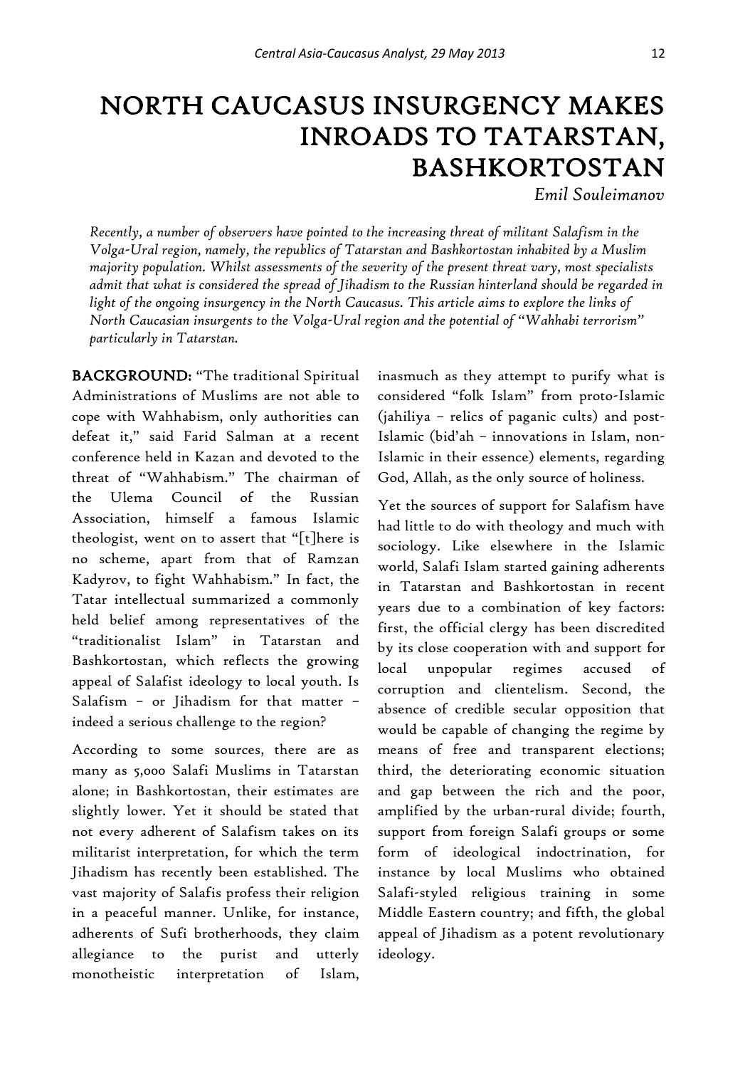# NORTH CAUCASUS INSURGENCY MAKES INROADS TO TATARSTAN, BASHKORTOSTAN

*Emil Souleimanov*

*Recently, a number of observers have pointed to the increasing threat of militant Salafism in the Volga-Ural region, namely, the republics of Tatarstan and Bashkortostan inhabited by a Muslim majority population. Whilst assessments of the severity of the present threat vary, most specialists admit that what is considered the spread of Jihadism to the Russian hinterland should be regarded in light of the ongoing insurgency in the North Caucasus. This article aims to explore the links of North Caucasian insurgents to the Volga-Ural region and the potential of "Wahhabi terrorism" particularly in Tatarstan.*

**BACKGROUND:** "The traditional Spiritual Administrations of Muslims are not able to cope with Wahhabism, only authorities can defeat it," said Farid Salman at a recent conference held in Kazan and devoted to the threat of "Wahhabism." The chairman of the Ulema Council of the Russian Association, himself a famous Islamic theologist, went on to assert that "[t]here is no scheme, apart from that of Ramzan Kadyrov, to fight Wahhabism." In fact, the Tatar intellectual summarized a commonly held belief among representatives of the "traditionalist Islam" in Tatarstan and Bashkortostan, which reflects the growing appeal of Salafist ideology to local youth. Is Salafism – or Jihadism for that matter – indeed a serious challenge to the region?

According to some sources, there are as many as 5,000 Salafi Muslims in Tatarstan alone; in Bashkortostan, their estimates are slightly lower. Yet it should be stated that not every adherent of Salafism takes on its militarist interpretation, for which the term Jihadism has recently been established. The vast majority of Salafis profess their religion in a peaceful manner. Unlike, for instance, adherents of Sufi brotherhoods, they claim allegiance to the purist and utterly monotheistic interpretation of Islam, inasmuch as they attempt to purify what is considered "folk Islam" from proto-Islamic (jahiliya – relics of paganic cults) and post-Islamic (bid'ah – innovations in Islam, non-Islamic in their essence) elements, regarding God, Allah, as the only source of holiness.

Yet the sources of support for Salafism have had little to do with theology and much with sociology. Like elsewhere in the Islamic world, Salafi Islam started gaining adherents in Tatarstan and Bashkortostan in recent years due to a combination of key factors: first, the official clergy has been discredited by its close cooperation with and support for local unpopular regimes accused of corruption and clientelism. Second, the absence of credible secular opposition that would be capable of changing the regime by means of free and transparent elections; third, the deteriorating economic situation and gap between the rich and the poor, amplified by the urban-rural divide; fourth, support from foreign Salafi groups or some form of ideological indoctrination, for instance by local Muslims who obtained Salafi-styled religious training in some Middle Eastern country; and fifth, the global appeal of Jihadism as a potent revolutionary ideology.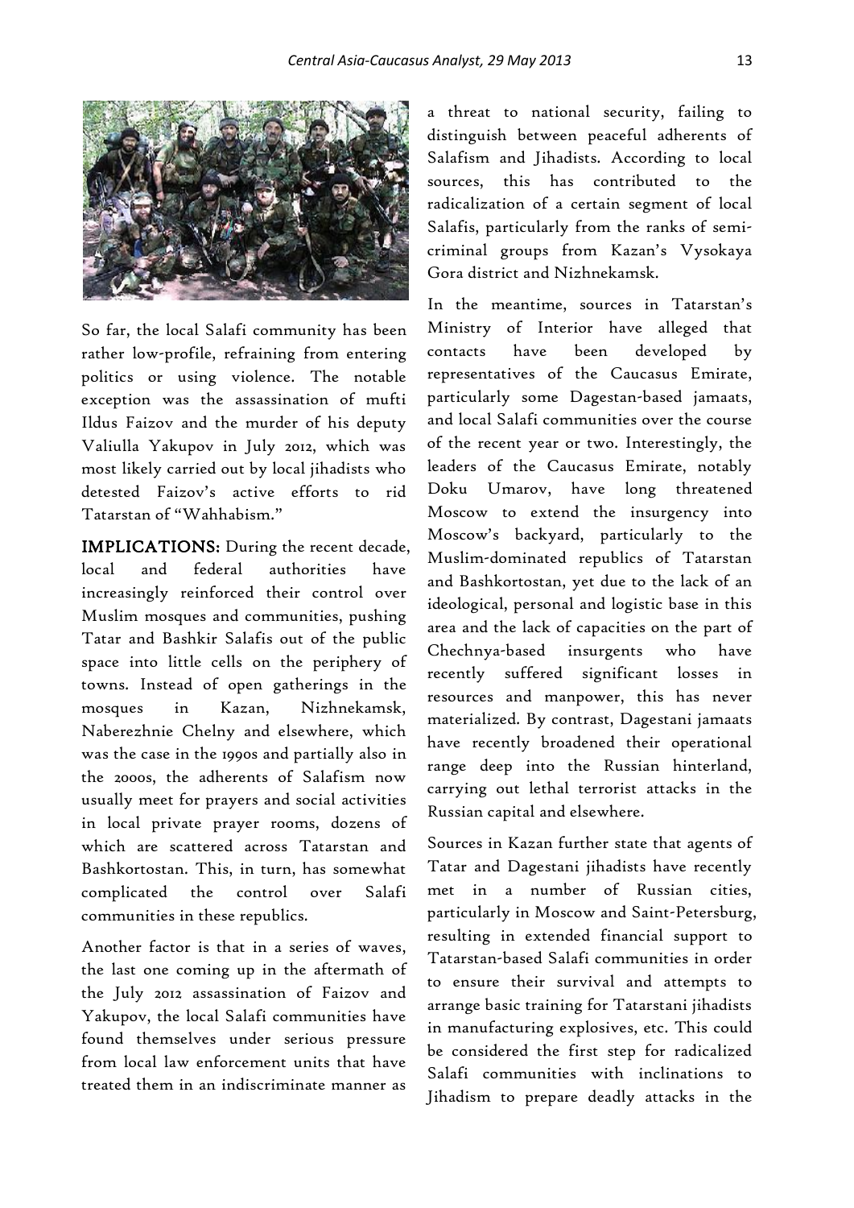So far, the local Salafi community has been rather low-profile, refraining from entering politics or using violence. The notable exception was the assassination of mufti Ildus Faizov and the murder of his deputy Valiulla Yakupov in July 2012, which was most likely carried out by local jihadists who detested Faizov's active efforts to rid Tatarstan of "Wahhabism."

**IMPLICATIONS:** During the recent decade, local and federal authorities have increasingly reinforced their control over Muslim mosques and communities, pushing Tatar and Bashkir Salafis out of the public space into little cells on the periphery of towns. Instead of open gatherings in the mosques in Kazan, Nizhnekamsk, Naberezhnie Chelny and elsewhere, which was the case in the 1990s and partially also in the 2000s, the adherents of Salafism now usually meet for prayers and social activities in local private prayer rooms, dozens of which are scattered across Tatarstan and Bashkortostan. This, in turn, has somewhat complicated the control over Salafi communities in these republics.

Another factor is that in a series of waves, the last one coming up in the aftermath of the July 2012 assassination of Faizov and Yakupov, the local Salafi communities have found themselves under serious pressure from local law enforcement units that have treated them in an indiscriminate manner as a threat to national security, failing to distinguish between peaceful adherents of Salafism and Jihadists. According to local sources, this has contributed to the radicalization of a certain segment of local Salafis, particularly from the ranks of semi-criminal groups from Kazan's Vysokaya Gora district and Nizhnekamsk.

In the meantime, sources in Tatarstan's Ministry of Interior have alleged that contacts have been developed by representatives of the Caucasus Emirate, particularly some Dagestan-based jamaats, and local Salafi communities over the course of the recent year or two. Interestingly, the leaders of the Caucasus Emirate, notably Doku Umarov, have long threatened Moscow to extend the insurgency into Moscow's backyard, particularly to the Muslim-dominated republics of Tatarstan and Bashkortostan, yet due to the lack of an ideological, personal and logistic base in this area and the lack of capacities on the part of Chechnya-based insurgents who have recently suffered significant losses in resources and manpower, this has never materialized. By contrast, Dagestani jamaats have recently broadened their operational range deep into the Russian hinterland, carrying out lethal terrorist attacks in the Russian capital and elsewhere.

Sources in Kazan further state that agents of Tatar and Dagestani jihadists have recently met in a number of Russian cities, particularly in Moscow and Saint-Petersburg, resulting in extended financial support to Tatarstan-based Salafi communities in order to ensure their survival and attempts to arrange basic training for Tatarstani jihadists in manufacturing explosives, etc. This could be considered the first step for radicalized Salafi communities with inclinations to Jihadism to prepare deadly attacks in the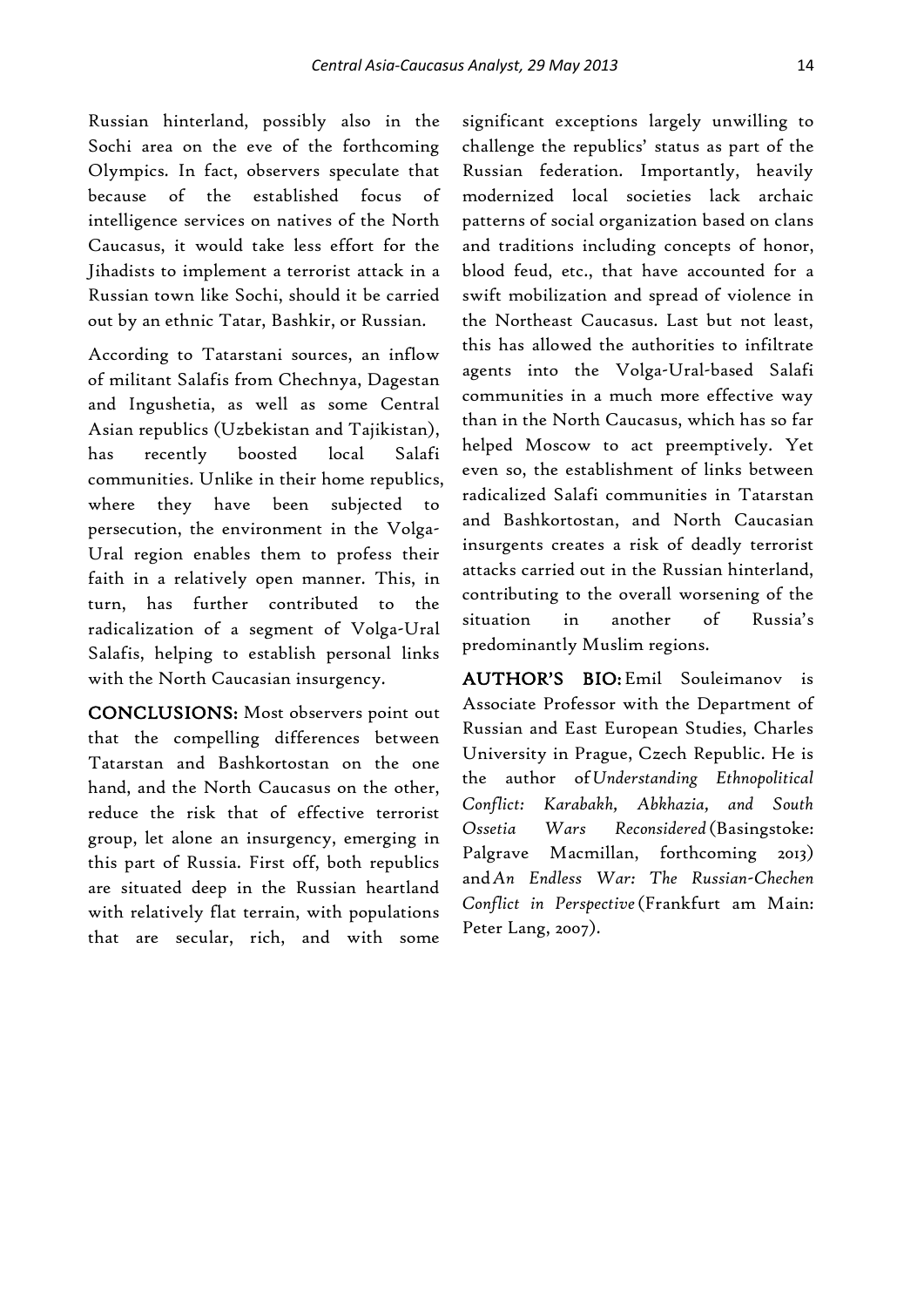Russian hinterland, possibly also in the Sochi area on the eve of the forthcoming Olympics. In fact, observers speculate that because of the established focus of intelligence services on natives of the North Caucasus, it would take less effort for the Jihadists to implement a terrorist attack in a Russian town like Sochi, should it be carried out by an ethnic Tatar, Bashkir, or Russian.

According to Tatarstani sources, an inflow of militant Salafis from Chechnya, Dagestan and Ingushetia, as well as some Central Asian republics (Uzbekistan and Tajikistan), has recently boosted local Salafi communities. Unlike in their home republics, where they have been subjected to persecution, the environment in the Volga-Ural region enables them to profess their faith in a relatively open manner. This, in turn, has further contributed to the radicalization of a segment of Volga-Ural Salafis, helping to establish personal links with the North Caucasian insurgency.

**CONCLUSIONS:** Most observers point out that the compelling differences between Tatarstan and Bashkortostan on the one hand, and the North Caucasus on the other, reduce the risk that of effective terrorist group, let alone an insurgency, emerging in this part of Russia. First off, both republics are situated deep in the Russian heartland with relatively flat terrain, with populations that are secular, rich, and with some significant exceptions largely unwilling to challenge the republics' status as part of the Russian federation. Importantly, heavily modernized local societies lack archaic patterns of social organization based on clans and traditions including concepts of honor, blood feud, etc., that have accounted for a swift mobilization and spread of violence in the Northeast Caucasus. Last but not least, this has allowed the authorities to infiltrate agents into the Volga-Ural-based Salafi communities in a much more effective way than in the North Caucasus, which has so far helped Moscow to act preemptively. Yet even so, the establishment of links between radicalized Salafi communities in Tatarstan and Bashkortostan, and North Caucasian insurgents creates a risk of deadly terrorist attacks carried out in the Russian hinterland, contributing to the overall worsening of the situation in another of Russia's predominantly Muslim regions.

**AUTHOR'S BIO:** Emil Souleimanov is Associate Professor with the Department of Russian and East European Studies, Charles University in Prague, Czech Republic. He is the author of *Understanding Ethnopolitical Conflict: Karabakh, Abkhazia, and South Ossetia Wars Reconsidered* (Basingstoke: Palgrave Macmillan, forthcoming 2013) and *An Endless War: The Russian-Chechen Conflict in Perspective* (Frankfurt am Main: Peter Lang, 2007).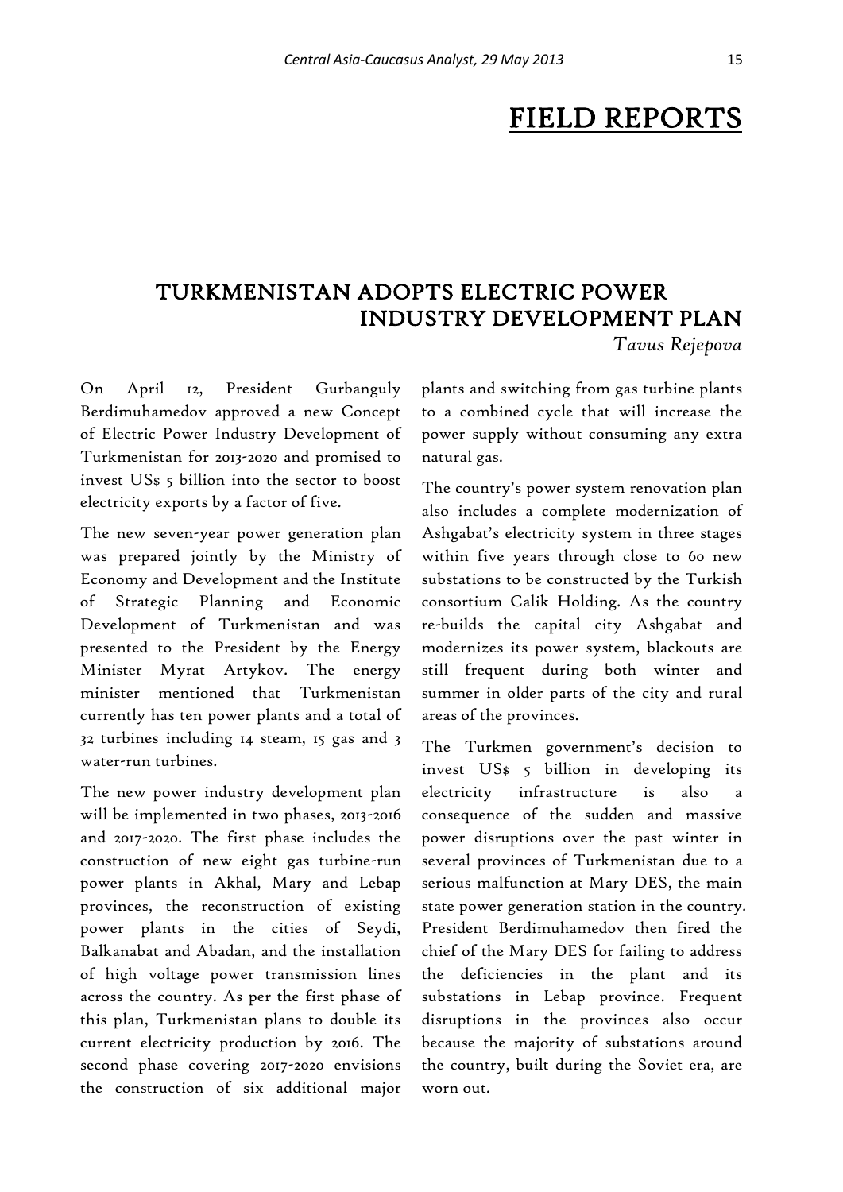# FIELD REPORTS

## TURKMENISTAN ADOPTS ELECTRIC POWER INDUSTRY DEVELOPMENT PLAN

*Tavus Rejepova*

On April 12, President Gurbanguly Berdimuhamedov approved a new Concept of Electric Power Industry Development of Turkmenistan for 2013-2020 and promised to invest US$ 5 billion into the sector to boost electricity exports by a factor of five.

The new seven-year power generation plan was prepared jointly by the Ministry of Economy and Development and the Institute of Strategic Planning and Economic Development of Turkmenistan and was presented to the President by the Energy Minister Myrat Artykov. The energy minister mentioned that Turkmenistan currently has ten power plants and a total of 32 turbines including 14 steam, 15 gas and 3 water-run turbines.

The new power industry development plan will be implemented in two phases, 2013-2016 and 2017-2020. The first phase includes the construction of new eight gas turbine-run power plants in Akhal, Mary and Lebap provinces, the reconstruction of existing power plants in the cities of Seydi, Balkanabat and Abadan, and the installation of high voltage power transmission lines across the country. As per the first phase of this plan, Turkmenistan plans to double its current electricity production by 2016. The second phase covering 2017-2020 envisions the construction of six additional major plants and switching from gas turbine plants to a combined cycle that will increase the power supply without consuming any extra natural gas.

The country's power system renovation plan also includes a complete modernization of Ashgabat's electricity system in three stages within five years through close to 60 new substations to be constructed by the Turkish consortium Calik Holding. As the country re-builds the capital city Ashgabat and modernizes its power system, blackouts are still frequent during both winter and summer in older parts of the city and rural areas of the provinces.

The Turkmen government's decision to invest US$ 5 billion in developing its electricity infrastructure is also a consequence of the sudden and massive power disruptions over the past winter in several provinces of Turkmenistan due to a serious malfunction at Mary DES, the main state power generation station in the country. President Berdimuhamedov then fired the chief of the Mary DES for failing to address the deficiencies in the plant and its substations in Lebap province. Frequent disruptions in the provinces also occur because the majority of substations around the country, built during the Soviet era, are worn out.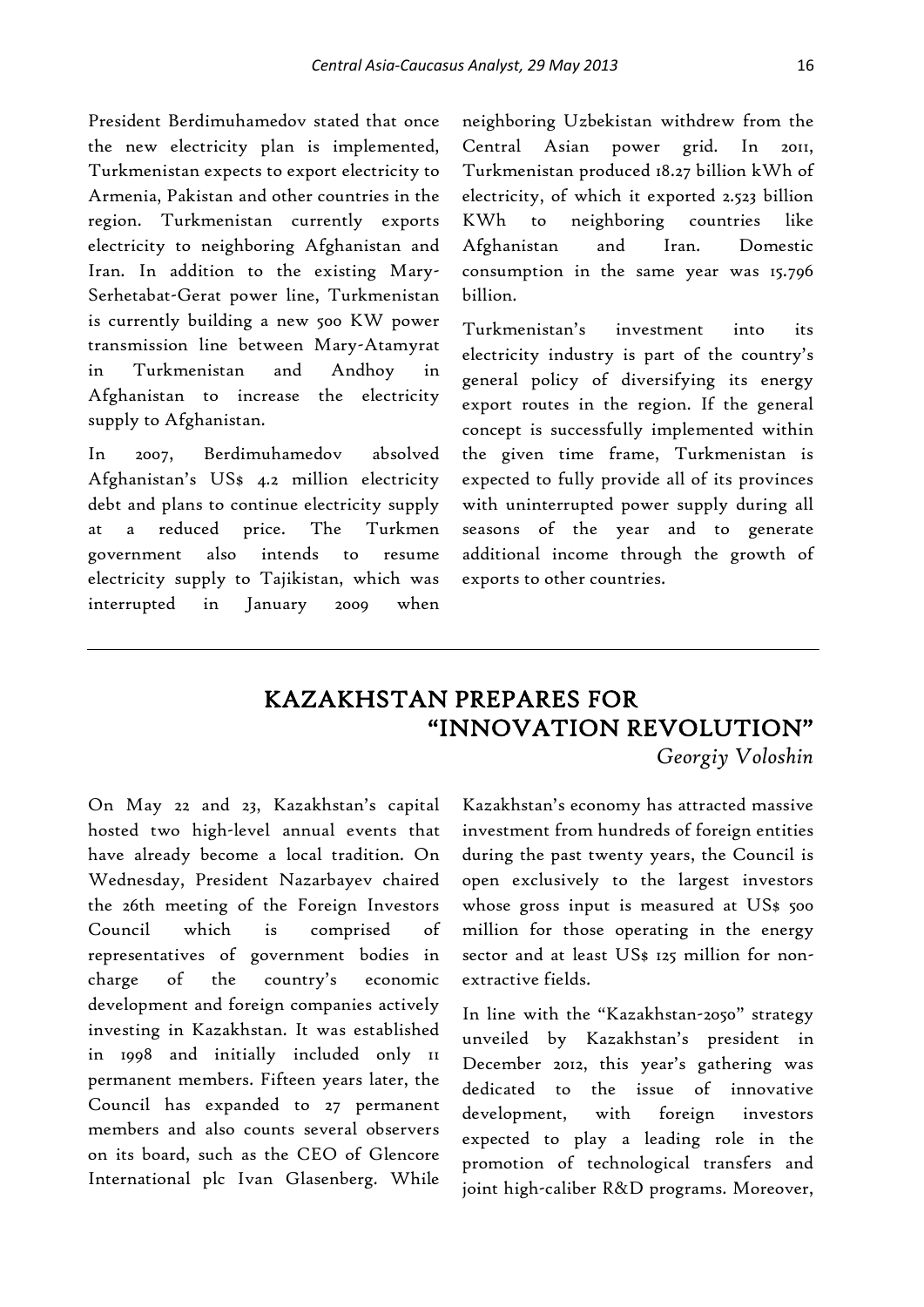President Berdimuhamedov stated that once the new electricity plan is implemented, Turkmenistan expects to export electricity to Armenia, Pakistan and other countries in the region. Turkmenistan currently exports electricity to neighboring Afghanistan and Iran. In addition to the existing Mary-Serhetabat-Gerat power line, Turkmenistan is currently building a new 500 KW power transmission line between Mary-Atamyrat in Turkmenistan and Andhoy in Afghanistan to increase the electricity supply to Afghanistan.

In 2007, Berdimuhamedov absolved Afghanistan's US$ 4.2 million electricity debt and plans to continue electricity supply at a reduced price. The Turkmen government also intends to resume electricity supply to Tajikistan, which was interrupted in January 2009 when neighboring Uzbekistan withdrew from the Central Asian power grid. In 2011, Turkmenistan produced 18.27 billion kWh of electricity, of which it exported 2.523 billion KWh to neighboring countries like Afghanistan and Iran. Domestic consumption in the same year was 15.796 billion.

Turkmenistan's investment into its electricity industry is part of the country's general policy of diversifying its energy export routes in the region. If the general concept is successfully implemented within the given time frame, Turkmenistan is expected to fully provide all of its provinces with uninterrupted power supply during all seasons of the year and to generate additional income through the growth of exports to other countries.

---

## KAZAKHSTAN PREPARES FOR "INNOVATION REVOLUTION"

*Georgiy Voloshin*

On May 22 and 23, Kazakhstan's capital hosted two high-level annual events that have already become a local tradition. On Wednesday, President Nazarbayev chaired the 26th meeting of the Foreign Investors Council which is comprised of representatives of government bodies in charge of the country's economic development and foreign companies actively investing in Kazakhstan. It was established in 1998 and initially included only 11 permanent members. Fifteen years later, the Council has expanded to 27 permanent members and also counts several observers on its board, such as the CEO of Glencore International plc Ivan Glasenberg. While Kazakhstan's economy has attracted massive investment from hundreds of foreign entities during the past twenty years, the Council is open exclusively to the largest investors whose gross input is measured at US$ 500 million for those operating in the energy sector and at least US$ 125 million for non-extractive fields.

In line with the "Kazakhstan-2050" strategy unveiled by Kazakhstan's president in December 2012, this year's gathering was dedicated to the issue of innovative development, with foreign investors expected to play a leading role in the promotion of technological transfers and joint high-caliber R&D programs. Moreover,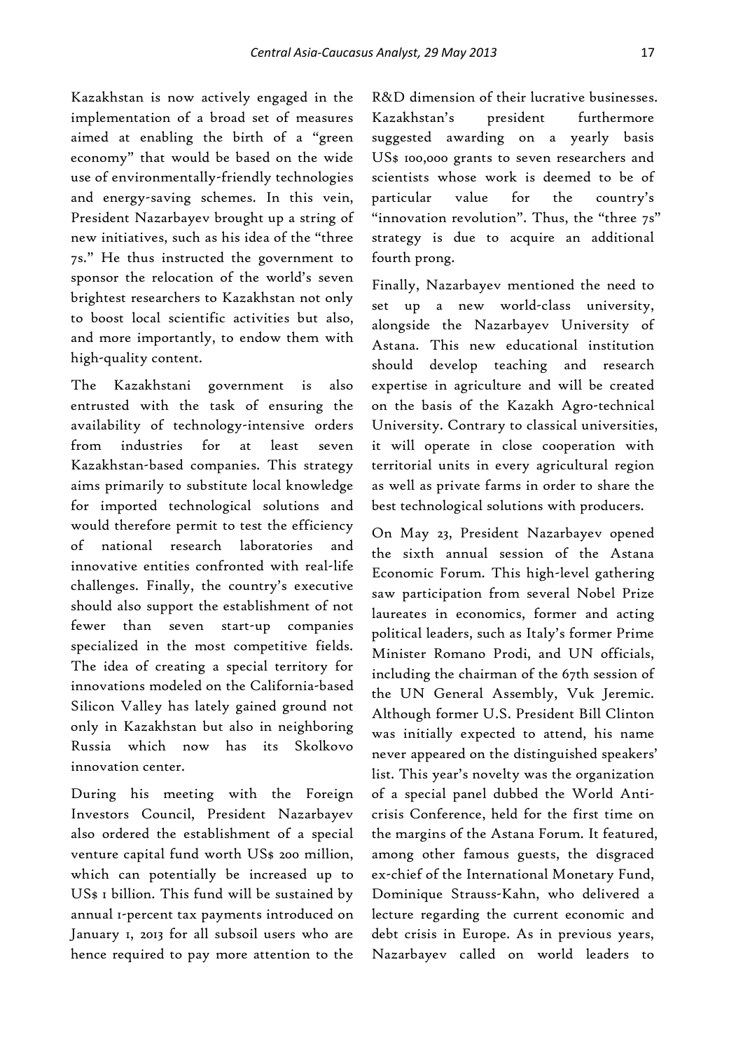Kazakhstan is now actively engaged in the implementation of a broad set of measures aimed at enabling the birth of a "green economy" that would be based on the wide use of environmentally-friendly technologies and energy-saving schemes. In this vein, President Nazarbayev brought up a string of new initiatives, such as his idea of the "three 7s." He thus instructed the government to sponsor the relocation of the world's seven brightest researchers to Kazakhstan not only to boost local scientific activities but also, and more importantly, to endow them with high-quality content.

The Kazakhstani government is also entrusted with the task of ensuring the availability of technology-intensive orders from industries for at least seven Kazakhstan-based companies. This strategy aims primarily to substitute local knowledge for imported technological solutions and would therefore permit to test the efficiency of national research laboratories and innovative entities confronted with real-life challenges. Finally, the country's executive should also support the establishment of not fewer than seven start-up companies specialized in the most competitive fields. The idea of creating a special territory for innovations modeled on the California-based Silicon Valley has lately gained ground not only in Kazakhstan but also in neighboring Russia which now has its Skolkovo innovation center.

During his meeting with the Foreign Investors Council, President Nazarbayev also ordered the establishment of a special venture capital fund worth US$ 200 million, which can potentially be increased up to US$ 1 billion. This fund will be sustained by annual 1-percent tax payments introduced on January 1, 2013 for all subsoil users who are hence required to pay more attention to the R&D dimension of their lucrative businesses. Kazakhstan's president furthermore suggested awarding on a yearly basis US$ 100,000 grants to seven researchers and scientists whose work is deemed to be of particular value for the country's "innovation revolution". Thus, the "three 7s" strategy is due to acquire an additional fourth prong.

Finally, Nazarbayev mentioned the need to set up a new world-class university, alongside the Nazarbayev University of Astana. This new educational institution should develop teaching and research expertise in agriculture and will be created on the basis of the Kazakh Agro-technical University. Contrary to classical universities, it will operate in close cooperation with territorial units in every agricultural region as well as private farms in order to share the best technological solutions with producers.

On May 23, President Nazarbayev opened the sixth annual session of the Astana Economic Forum. This high-level gathering saw participation from several Nobel Prize laureates in economics, former and acting political leaders, such as Italy's former Prime Minister Romano Prodi, and UN officials, including the chairman of the 67th session of the UN General Assembly, Vuk Jeremic. Although former U.S. President Bill Clinton was initially expected to attend, his name never appeared on the distinguished speakers' list. This year's novelty was the organization of a special panel dubbed the World Anti-crisis Conference, held for the first time on the margins of the Astana Forum. It featured, among other famous guests, the disgraced ex-chief of the International Monetary Fund, Dominique Strauss-Kahn, who delivered a lecture regarding the current economic and debt crisis in Europe. As in previous years, Nazarbayev called on world leaders to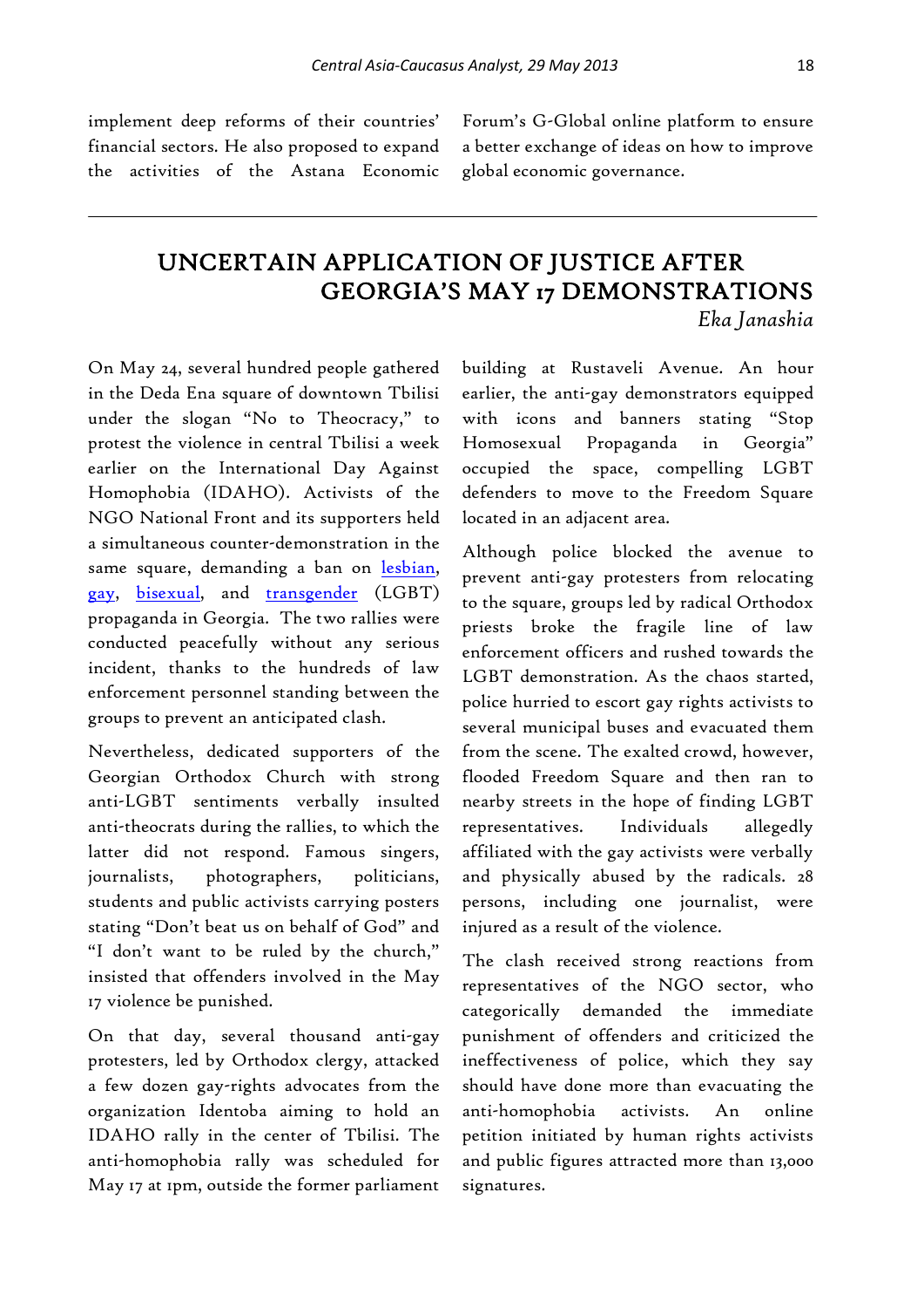implement deep reforms of their countries' financial sectors. He also proposed to expand the activities of the Astana Economic Forum's G-Global online platform to ensure a better exchange of ideas on how to improve global economic governance.

---

## UNCERTAIN APPLICATION OF JUSTICE AFTER GEORGIA'S MAY 17 DEMONSTRATIONS

*Eka Janashia*

On May 24, several hundred people gathered in the Deda Ena square of downtown Tbilisi under the slogan "No to Theocracy," to protest the violence in central Tbilisi a week earlier on the International Day Against Homophobia (IDAHO). Activists of the NGO National Front and its supporters held a simultaneous counter-demonstration in the same square, demanding a ban on lesbian, gay, bisexual, and transgender (LGBT) propaganda in Georgia. The two rallies were conducted peacefully without any serious incident, thanks to the hundreds of law enforcement personnel standing between the groups to prevent an anticipated clash.

Nevertheless, dedicated supporters of the Georgian Orthodox Church with strong anti-LGBT sentiments verbally insulted anti-theocrats during the rallies, to which the latter did not respond. Famous singers, journalists, photographers, politicians, students and public activists carrying posters stating "Don't beat us on behalf of God" and "I don't want to be ruled by the church," insisted that offenders involved in the May 17 violence be punished.

On that day, several thousand anti-gay protesters, led by Orthodox clergy, attacked a few dozen gay-rights advocates from the organization Identoba aiming to hold an IDAHO rally in the center of Tbilisi. The anti-homophobia rally was scheduled for May 17 at 1pm, outside the former parliament building at Rustaveli Avenue. An hour earlier, the anti-gay demonstrators equipped with icons and banners stating "Stop Homosexual Propaganda in Georgia" occupied the space, compelling LGBT defenders to move to the Freedom Square located in an adjacent area.

Although police blocked the avenue to prevent anti-gay protesters from relocating to the square, groups led by radical Orthodox priests broke the fragile line of law enforcement officers and rushed towards the LGBT demonstration. As the chaos started, police hurried to escort gay rights activists to several municipal buses and evacuated them from the scene. The exalted crowd, however, flooded Freedom Square and then ran to nearby streets in the hope of finding LGBT representatives. Individuals allegedly affiliated with the gay activists were verbally and physically abused by the radicals. 28 persons, including one journalist, were injured as a result of the violence.

The clash received strong reactions from representatives of the NGO sector, who categorically demanded the immediate punishment of offenders and criticized the ineffectiveness of police, which they say should have done more than evacuating the anti-homophobia activists. An online petition initiated by human rights activists and public figures attracted more than 13,000 signatures.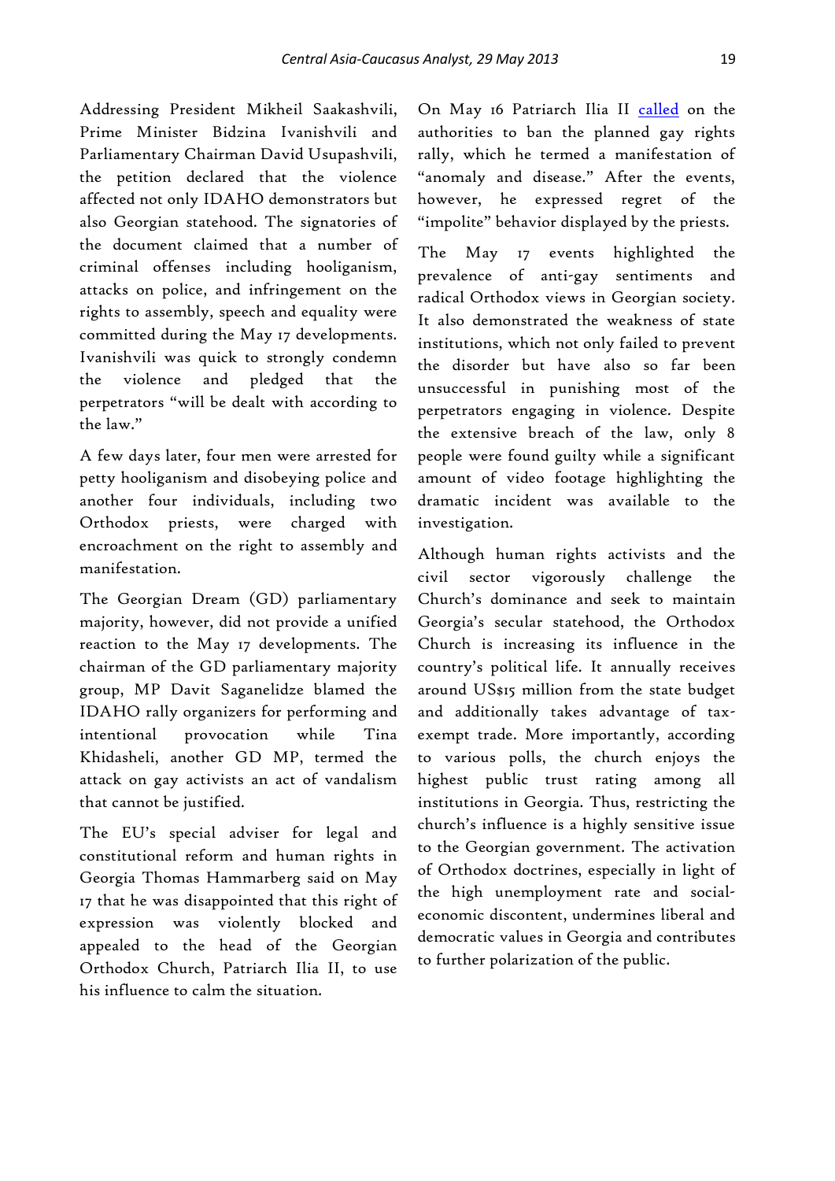Addressing President Mikheil Saakashvili, Prime Minister Bidzina Ivanishvili and Parliamentary Chairman David Usupashvili, the petition declared that the violence affected not only IDAHO demonstrators but also Georgian statehood. The signatories of the document claimed that a number of criminal offenses including hooliganism, attacks on police, and infringement on the rights to assembly, speech and equality were committed during the May 17 developments. Ivanishvili was quick to strongly condemn the violence and pledged that the perpetrators "will be dealt with according to the law."

A few days later, four men were arrested for petty hooliganism and disobeying police and another four individuals, including two Orthodox priests, were charged with encroachment on the right to assembly and manifestation.

The Georgian Dream (GD) parliamentary majority, however, did not provide a unified reaction to the May 17 developments. The chairman of the GD parliamentary majority group, MP Davit Saganelidze blamed the IDAHO rally organizers for performing and intentional provocation while Tina Khidasheli, another GD MP, termed the attack on gay activists an act of vandalism that cannot be justified.

The EU's special adviser for legal and constitutional reform and human rights in Georgia Thomas Hammarberg said on May 17 that he was disappointed that this right of expression was violently blocked and appealed to the head of the Georgian Orthodox Church, Patriarch Ilia II, to use his influence to calm the situation.

On May 16 Patriarch Ilia II called on the authorities to ban the planned gay rights rally, which he termed a manifestation of "anomaly and disease." After the events, however, he expressed regret of the "impolite" behavior displayed by the priests.

The May 17 events highlighted the prevalence of anti-gay sentiments and radical Orthodox views in Georgian society. It also demonstrated the weakness of state institutions, which not only failed to prevent the disorder but have also so far been unsuccessful in punishing most of the perpetrators engaging in violence. Despite the extensive breach of the law, only 8 people were found guilty while a significant amount of video footage highlighting the dramatic incident was available to the investigation.

Although human rights activists and the civil sector vigorously challenge the Church's dominance and seek to maintain Georgia's secular statehood, the Orthodox Church is increasing its influence in the country's political life. It annually receives around US$15 million from the state budget and additionally takes advantage of tax-exempt trade. More importantly, according to various polls, the church enjoys the highest public trust rating among all institutions in Georgia. Thus, restricting the church's influence is a highly sensitive issue to the Georgian government. The activation of Orthodox doctrines, especially in light of the high unemployment rate and social-economic discontent, undermines liberal and democratic values in Georgia and contributes to further polarization of the public.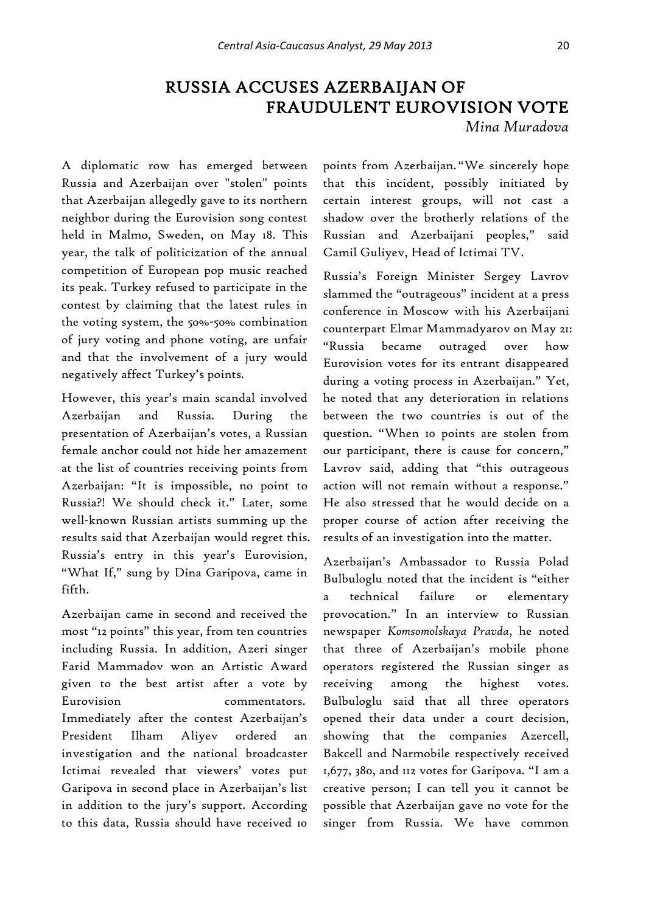# RUSSIA ACCUSES AZERBAIJAN OF FRAUDULENT EUROVISION VOTE

*Mina Muradova*

A diplomatic row has emerged between Russia and Azerbaijan over "stolen" points that Azerbaijan allegedly gave to its northern neighbor during the Eurovision song contest held in Malmo, Sweden, on May 18. This year, the talk of politicization of the annual competition of European pop music reached its peak. Turkey refused to participate in the contest by claiming that the latest rules in the voting system, the 50%-50% combination of jury voting and phone voting, are unfair and that the involvement of a jury would negatively affect Turkey's points.

However, this year's main scandal involved Azerbaijan and Russia. During the presentation of Azerbaijan's votes, a Russian female anchor could not hide her amazement at the list of countries receiving points from Azerbaijan: "It is impossible, no point to Russia?! We should check it." Later, some well-known Russian artists summing up the results said that Azerbaijan would regret this. Russia's entry in this year's Eurovision, "What If," sung by Dina Garipova, came in fifth.

Azerbaijan came in second and received the most "12 points" this year, from ten countries including Russia. In addition, Azeri singer Farid Mammadov won an Artistic Award given to the best artist after a vote by Eurovision commentators. Immediately after the contest Azerbaijan's President Ilham Aliyev ordered an investigation and the national broadcaster Ictimai revealed that viewers' votes put Garipova in second place in Azerbaijan's list in addition to the jury's support. According to this data, Russia should have received 10 points from Azerbaijan. "We sincerely hope that this incident, possibly initiated by certain interest groups, will not cast a shadow over the brotherly relations of the Russian and Azerbaijani peoples," said Camil Guliyev, Head of Ictimai TV.

Russia's Foreign Minister Sergey Lavrov slammed the "outrageous" incident at a press conference in Moscow with his Azerbaijani counterpart Elmar Mammadyarov on May 21: "Russia became outraged over how Eurovision votes for its entrant disappeared during a voting process in Azerbaijan." Yet, he noted that any deterioration in relations between the two countries is out of the question. "When 10 points are stolen from our participant, there is cause for concern," Lavrov said, adding that "this outrageous action will not remain without a response." He also stressed that he would decide on a proper course of action after receiving the results of an investigation into the matter.

Azerbaijan's Ambassador to Russia Polad Bulbuloglu noted that the incident is "either a technical failure or elementary provocation." In an interview to Russian newspaper *Komsomolskaya Pravda*, he noted that three of Azerbaijan's mobile phone operators registered the Russian singer as receiving among the highest votes. Bulbuloglu said that all three operators opened their data under a court decision, showing that the companies Azercell, Bakcell and Narmobile respectively received 1,677, 380, and 112 votes for Garipova. "I am a creative person; I can tell you it cannot be possible that Azerbaijan gave no vote for the singer from Russia. We have common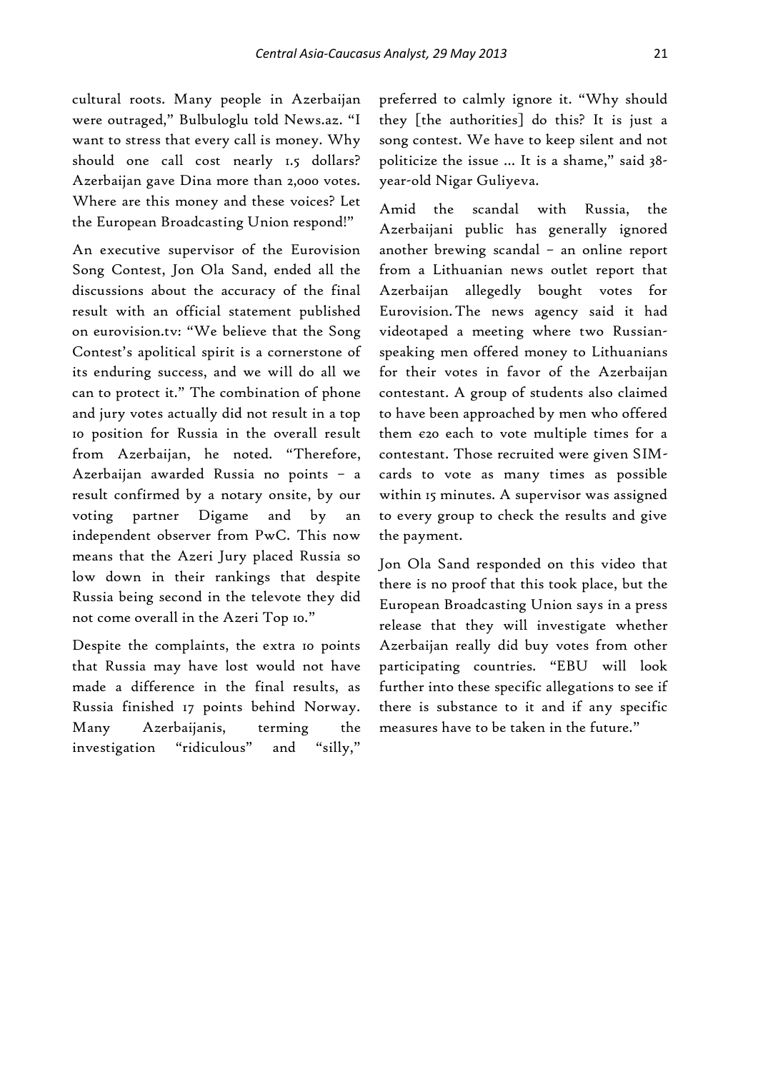cultural roots. Many people in Azerbaijan were outraged," Bulbuloglu told News.az. "I want to stress that every call is money. Why should one call cost nearly 1.5 dollars? Azerbaijan gave Dina more than 2,000 votes. Where are this money and these voices? Let the European Broadcasting Union respond!"

An executive supervisor of the Eurovision Song Contest, Jon Ola Sand, ended all the discussions about the accuracy of the final result with an official statement published on eurovision.tv: "We believe that the Song Contest's apolitical spirit is a cornerstone of its enduring success, and we will do all we can to protect it." The combination of phone and jury votes actually did not result in a top 10 position for Russia in the overall result from Azerbaijan, he noted. "Therefore, Azerbaijan awarded Russia no points – a result confirmed by a notary onsite, by our voting partner Digame and by an independent observer from PwC. This now means that the Azeri Jury placed Russia so low down in their rankings that despite Russia being second in the televote they did not come overall in the Azeri Top 10."

Despite the complaints, the extra 10 points that Russia may have lost would not have made a difference in the final results, as Russia finished 17 points behind Norway. Many Azerbaijanis, terming the investigation "ridiculous" and "silly," preferred to calmly ignore it. "Why should they [the authorities] do this? It is just a song contest. We have to keep silent and not politicize the issue ... It is a shame," said 38-year-old Nigar Guliyeva.

Amid the scandal with Russia, the Azerbaijani public has generally ignored another brewing scandal – an online report from a Lithuanian news outlet report that Azerbaijan allegedly bought votes for Eurovision. The news agency said it had videotaped a meeting where two Russian-speaking men offered money to Lithuanians for their votes in favor of the Azerbaijan contestant. A group of students also claimed to have been approached by men who offered them €20 each to vote multiple times for a contestant. Those recruited were given SIM-cards to vote as many times as possible within 15 minutes. A supervisor was assigned to every group to check the results and give the payment.

Jon Ola Sand responded on this video that there is no proof that this took place, but the European Broadcasting Union says in a press release that they will investigate whether Azerbaijan really did buy votes from other participating countries. "EBU will look further into these specific allegations to see if there is substance to it and if any specific measures have to be taken in the future."